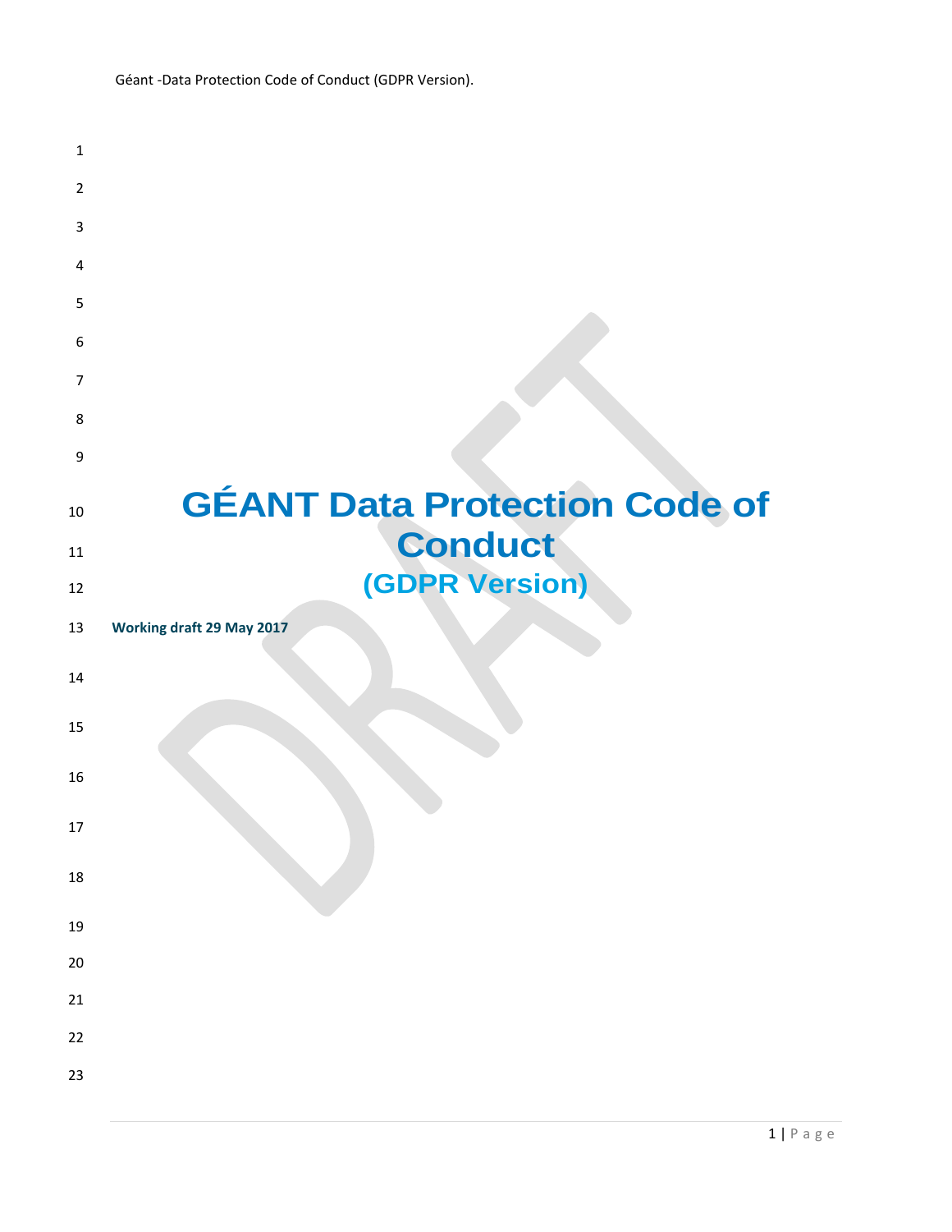# GÉANT Data Protection Code of Conduct

## (GDPR Version)

**Working draft 29 May 2017**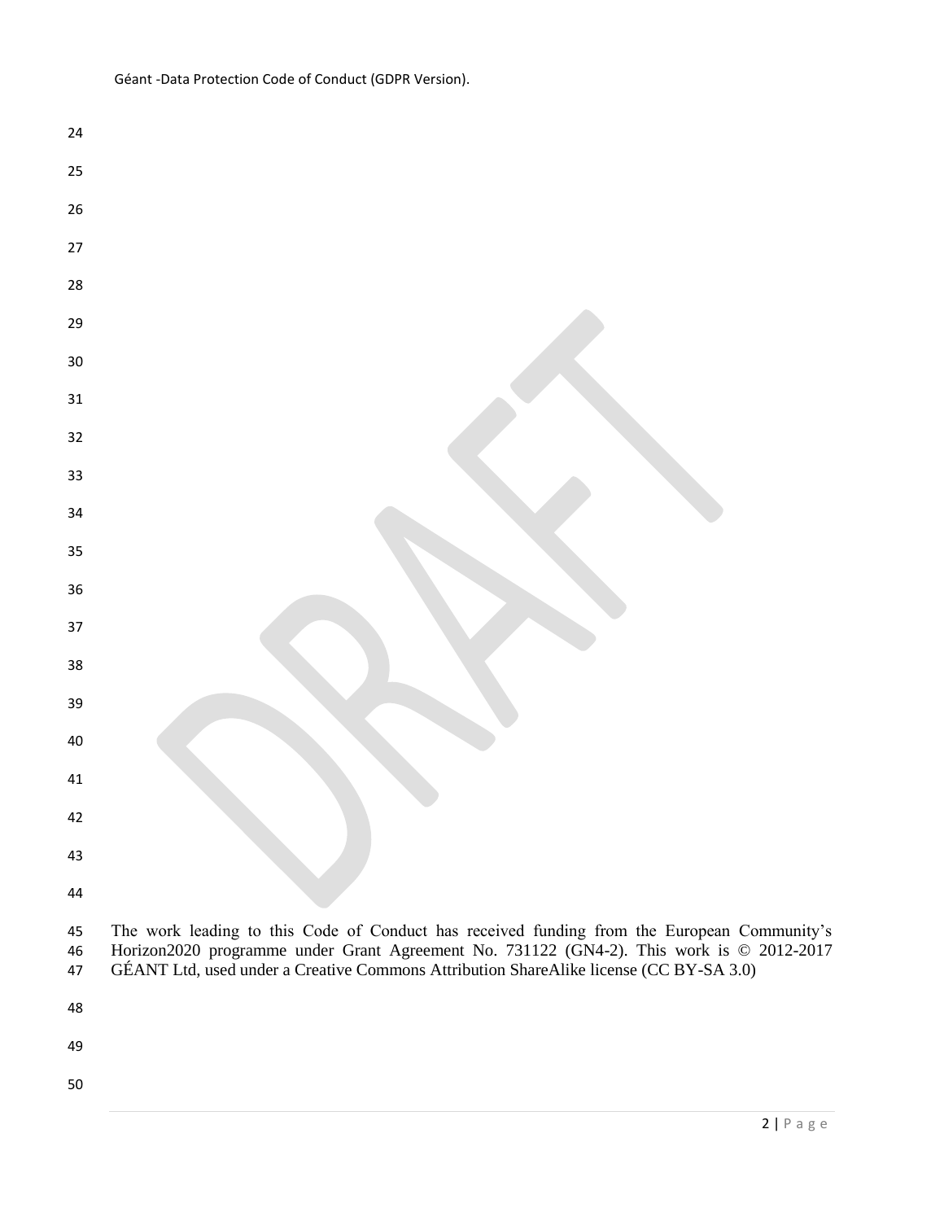The work leading to this Code of Conduct has received funding from the European Community's Horizon2020 programme under Grant Agreement No. 731122 (GN4-2). This work is © 2012-2017 GÉANT Ltd, used under a Creative Commons Attribution ShareAlike license (CC BY-SA 3.0)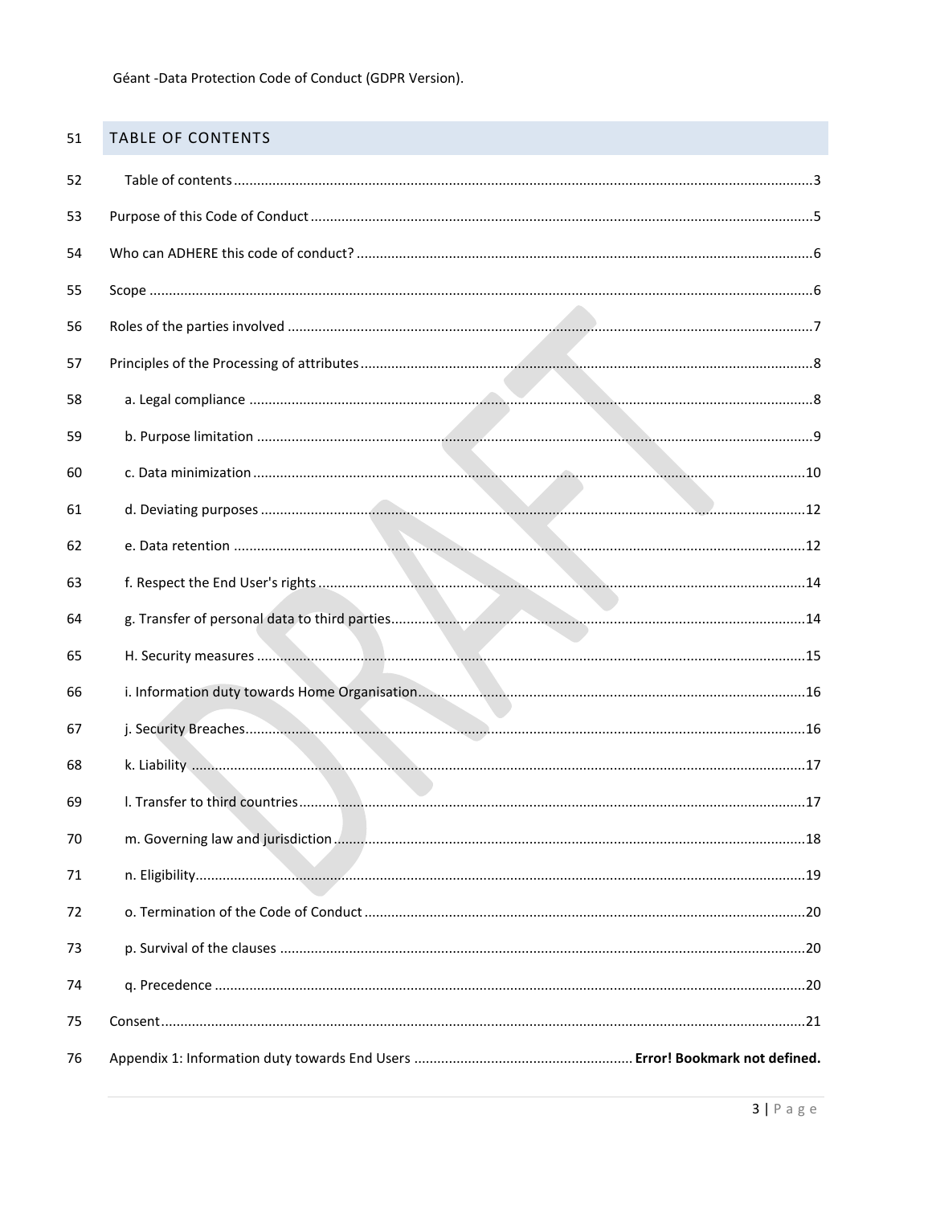## TABLE OF CONTENTS

Table of contents ..... 3

Purpose of this Code of Conduct ..... 5

Who can ADHERE this code of conduct? ..... 6

Scope ..... 6

Roles of the parties involved ..... 7

Principles of the Processing of attributes ..... 8

a. Legal compliance ..... 8

b. Purpose limitation ..... 9

c. Data minimization ..... 10

d. Deviating purposes ..... 12

e. Data retention ..... 12

f. Respect the End User's rights ..... 14

g. Transfer of personal data to third parties ..... 14

H. Security measures ..... 15

i. Information duty towards Home Organisation ..... 16

j. Security Breaches ..... 16

k. Liability ..... 17

l. Transfer to third countries ..... 17

m. Governing law and jurisdiction ..... 18

n. Eligibility ..... 19

o. Termination of the Code of Conduct ..... 20

p. Survival of the clauses ..... 20

q. Precedence ..... 20

Consent ..... 21

Appendix 1: Information duty towards End Users ..... **Error! Bookmark not defined.**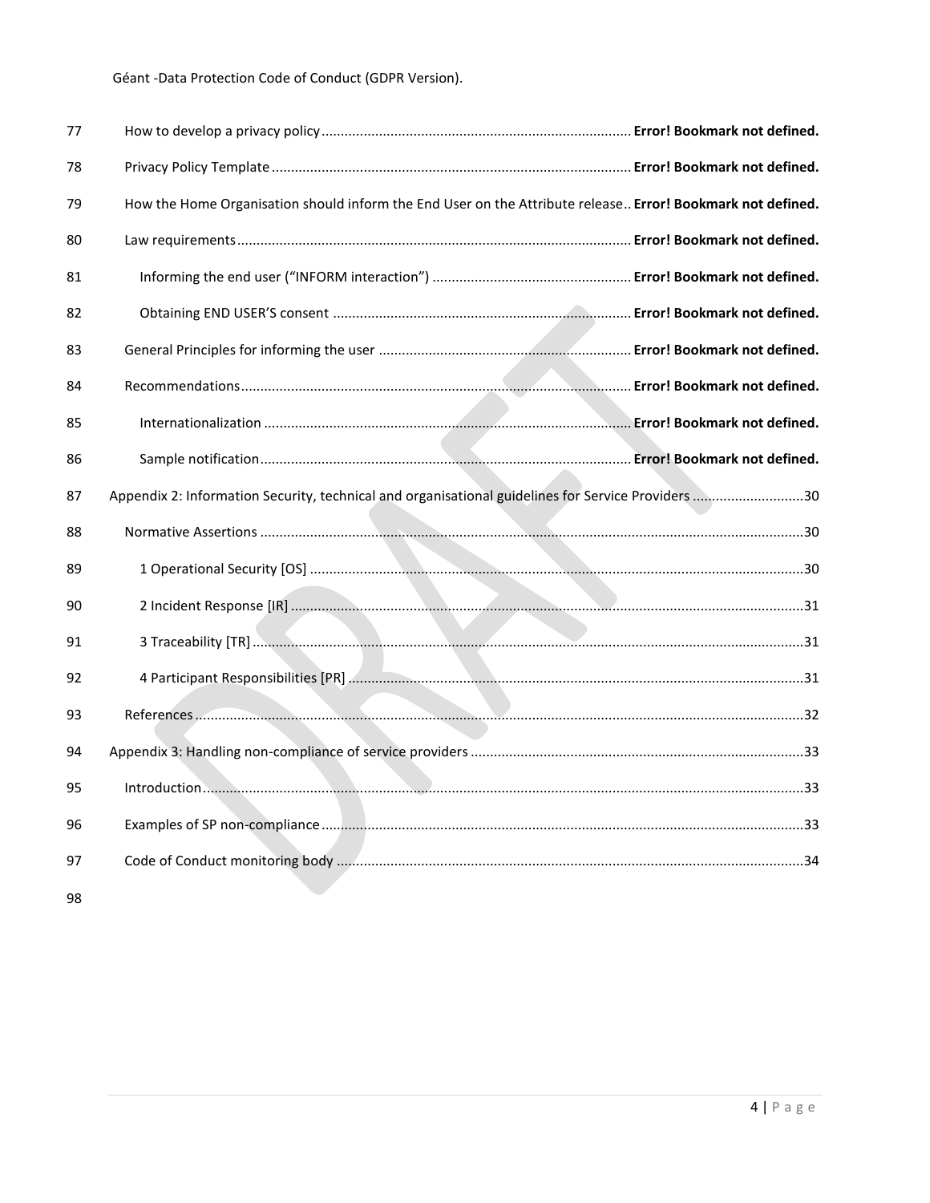How to develop a privacy policy ................................................................................ Error! Bookmark not defined.

Privacy Policy Template ............................................................................................ Error! Bookmark not defined.

How the Home Organisation should inform the End User on the Attribute release.. Error! Bookmark not defined.

Law requirements ...................................................................................................... Error! Bookmark not defined.

Informing the end user ("INFORM interaction") .................................................... Error! Bookmark not defined.

Obtaining END USER'S consent ............................................................................. Error! Bookmark not defined.

General Principles for informing the user ................................................................. Error! Bookmark not defined.

Recommendations ..................................................................................................... Error! Bookmark not defined.

Internationalization ................................................................................................ Error! Bookmark not defined.

Sample notification ................................................................................................ Error! Bookmark not defined.

Appendix 2: Information Security, technical and organisational guidelines for Service Providers ............................30

Normative Assertions ..........................................................................................................................................30

1 Operational Security [OS] ..............................................................................................................................30

2 Incident Response [IR] ...................................................................................................................................31

3 Traceability [TR] .............................................................................................................................................31

4 Participant Responsibilities [PR] ....................................................................................................................31

References .........................................................................................................................................................32

Appendix 3: Handling non-compliance of service providers .....................................................................................33

Introduction .......................................................................................................................................................33

Examples of SP non-compliance ..........................................................................................................................33

Code of Conduct monitoring body .......................................................................................................................34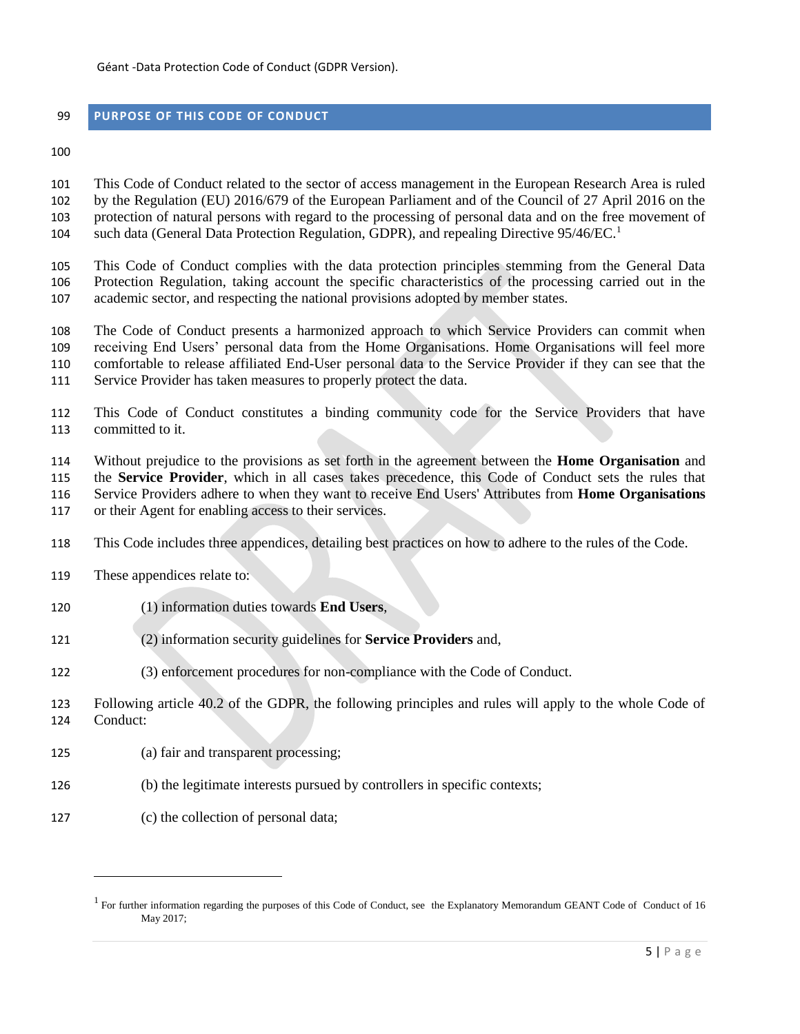## PURPOSE OF THIS CODE OF CONDUCT

This Code of Conduct related to the sector of access management in the European Research Area is ruled by the Regulation (EU) 2016/679 of the European Parliament and of the Council of 27 April 2016 on the protection of natural persons with regard to the processing of personal data and on the free movement of such data (General Data Protection Regulation, GDPR), and repealing Directive 95/46/EC.[1]

This Code of Conduct complies with the data protection principles stemming from the General Data Protection Regulation, taking account the specific characteristics of the processing carried out in the academic sector, and respecting the national provisions adopted by member states.

The Code of Conduct presents a harmonized approach to which Service Providers can commit when receiving End Users' personal data from the Home Organisations. Home Organisations will feel more comfortable to release affiliated End-User personal data to the Service Provider if they can see that the Service Provider has taken measures to properly protect the data.

This Code of Conduct constitutes a binding community code for the Service Providers that have committed to it.

Without prejudice to the provisions as set forth in the agreement between the **Home Organisation** and the **Service Provider**, which in all cases takes precedence, this Code of Conduct sets the rules that Service Providers adhere to when they want to receive End Users' Attributes from **Home Organisations** or their Agent for enabling access to their services.

This Code includes three appendices, detailing best practices on how to adhere to the rules of the Code.

These appendices relate to:

(1) information duties towards **End Users**,

(2) information security guidelines for **Service Providers** and,

(3) enforcement procedures for non-compliance with the Code of Conduct.

Following article 40.2 of the GDPR, the following principles and rules will apply to the whole Code of Conduct:

(a) fair and transparent processing;

(b) the legitimate interests pursued by controllers in specific contexts;

(c) the collection of personal data;

---

[1] For further information regarding the purposes of this Code of Conduct, see the Explanatory Memorandum GEANT Code of Conduct of 16 May 2017;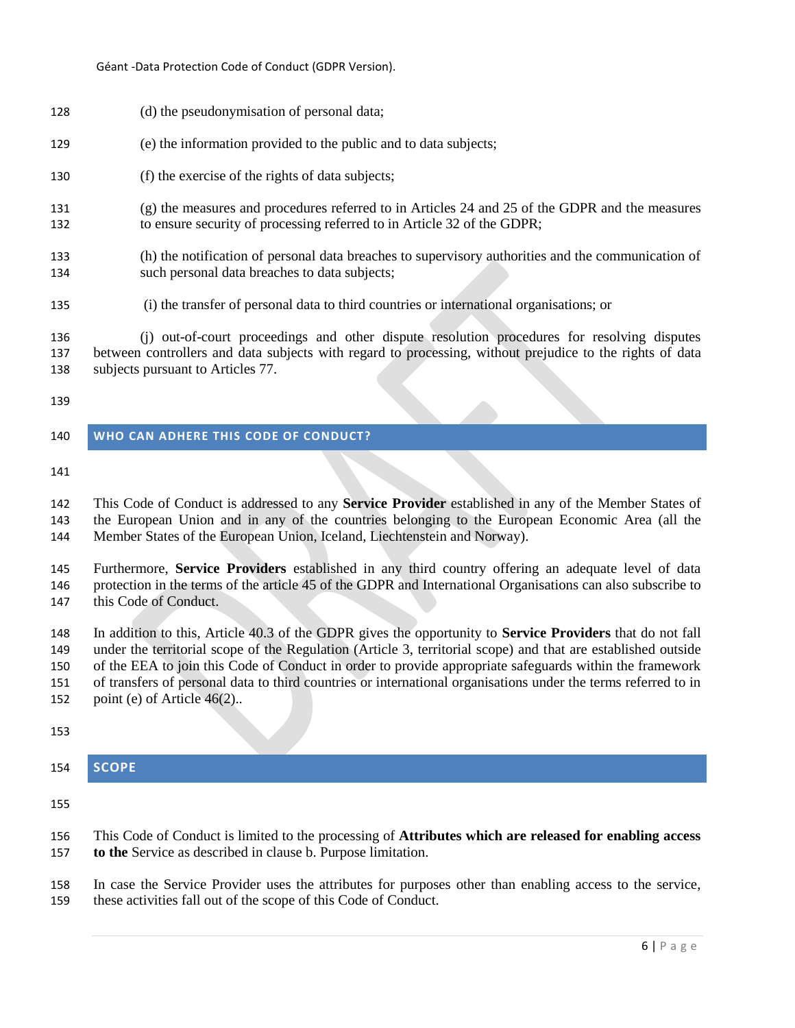(d) the pseudonymisation of personal data;

(e) the information provided to the public and to data subjects;

(f) the exercise of the rights of data subjects;

(g) the measures and procedures referred to in Articles 24 and 25 of the GDPR and the measures to ensure security of processing referred to in Article 32 of the GDPR;

(h) the notification of personal data breaches to supervisory authorities and the communication of such personal data breaches to data subjects;

(i) the transfer of personal data to third countries or international organisations; or

(j) out-of-court proceedings and other dispute resolution procedures for resolving disputes between controllers and data subjects with regard to processing, without prejudice to the rights of data subjects pursuant to Articles 77.

## WHO CAN ADHERE THIS CODE OF CONDUCT?

This Code of Conduct is addressed to any **Service Provider** established in any of the Member States of the European Union and in any of the countries belonging to the European Economic Area (all the Member States of the European Union, Iceland, Liechtenstein and Norway).

Furthermore, **Service Providers** established in any third country offering an adequate level of data protection in the terms of the article 45 of the GDPR and International Organisations can also subscribe to this Code of Conduct.

In addition to this, Article 40.3 of the GDPR gives the opportunity to **Service Providers** that do not fall under the territorial scope of the Regulation (Article 3, territorial scope) and that are established outside of the EEA to join this Code of Conduct in order to provide appropriate safeguards within the framework of transfers of personal data to third countries or international organisations under the terms referred to in point (e) of Article 46(2)..

## SCOPE

This Code of Conduct is limited to the processing of **Attributes which are released for enabling access to the** Service as described in clause b. Purpose limitation.

In case the Service Provider uses the attributes for purposes other than enabling access to the service, these activities fall out of the scope of this Code of Conduct.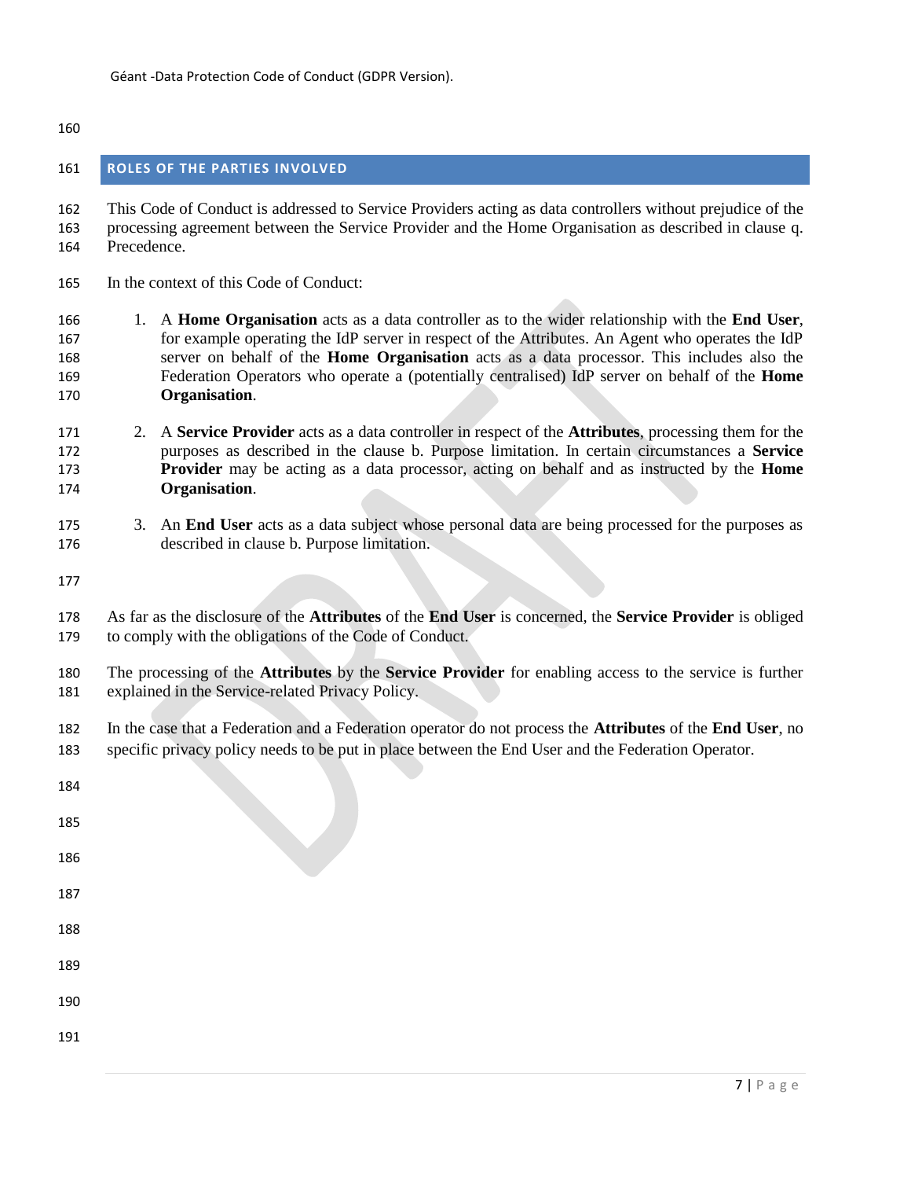## ROLES OF THE PARTIES INVOLVED

This Code of Conduct is addressed to Service Providers acting as data controllers without prejudice of the processing agreement between the Service Provider and the Home Organisation as described in clause q. Precedence.

In the context of this Code of Conduct:

1. A **Home Organisation** acts as a data controller as to the wider relationship with the **End User**, for example operating the IdP server in respect of the Attributes. An Agent who operates the IdP server on behalf of the **Home Organisation** acts as a data processor. This includes also the Federation Operators who operate a (potentially centralised) IdP server on behalf of the **Home Organisation**.

2. A **Service Provider** acts as a data controller in respect of the **Attributes**, processing them for the purposes as described in the clause b. Purpose limitation. In certain circumstances a **Service Provider** may be acting as a data processor, acting on behalf and as instructed by the **Home Organisation**.

3. An **End User** acts as a data subject whose personal data are being processed for the purposes as described in clause b. Purpose limitation.

As far as the disclosure of the **Attributes** of the **End User** is concerned, the **Service Provider** is obliged to comply with the obligations of the Code of Conduct.

The processing of the **Attributes** by the **Service Provider** for enabling access to the service is further explained in the Service-related Privacy Policy.

In the case that a Federation and a Federation operator do not process the **Attributes** of the **End User**, no specific privacy policy needs to be put in place between the End User and the Federation Operator.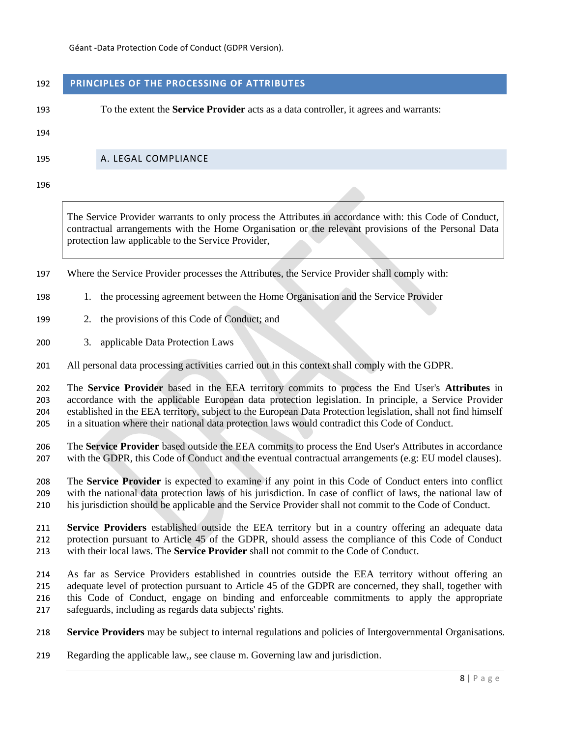## PRINCIPLES OF THE PROCESSING OF ATTRIBUTES

To the extent the **Service Provider** acts as a data controller, it agrees and warrants:

### A. LEGAL COMPLIANCE

> The Service Provider warrants to only process the Attributes in accordance with: this Code of Conduct, contractual arrangements with the Home Organisation or the relevant provisions of the Personal Data protection law applicable to the Service Provider,

Where the Service Provider processes the Attributes, the Service Provider shall comply with:

1. the processing agreement between the Home Organisation and the Service Provider
2. the provisions of this Code of Conduct; and
3. applicable Data Protection Laws

All personal data processing activities carried out in this context shall comply with the GDPR.

The **Service Provider** based in the EEA territory commits to process the End User's **Attributes** in accordance with the applicable European data protection legislation. In principle, a Service Provider established in the EEA territory, subject to the European Data Protection legislation, shall not find himself in a situation where their national data protection laws would contradict this Code of Conduct.

The **Service Provider** based outside the EEA commits to process the End User's Attributes in accordance with the GDPR, this Code of Conduct and the eventual contractual arrangements (e.g: EU model clauses).

The **Service Provider** is expected to examine if any point in this Code of Conduct enters into conflict with the national data protection laws of his jurisdiction. In case of conflict of laws, the national law of his jurisdiction should be applicable and the Service Provider shall not commit to the Code of Conduct.

**Service Providers** established outside the EEA territory but in a country offering an adequate data protection pursuant to Article 45 of the GDPR, should assess the compliance of this Code of Conduct with their local laws. The **Service Provider** shall not commit to the Code of Conduct.

As far as Service Providers established in countries outside the EEA territory without offering an adequate level of protection pursuant to Article 45 of the GDPR are concerned, they shall, together with this Code of Conduct, engage on binding and enforceable commitments to apply the appropriate safeguards, including as regards data subjects' rights.

**Service Providers** may be subject to internal regulations and policies of Intergovernmental Organisations.

Regarding the applicable law,, see clause m. Governing law and jurisdiction.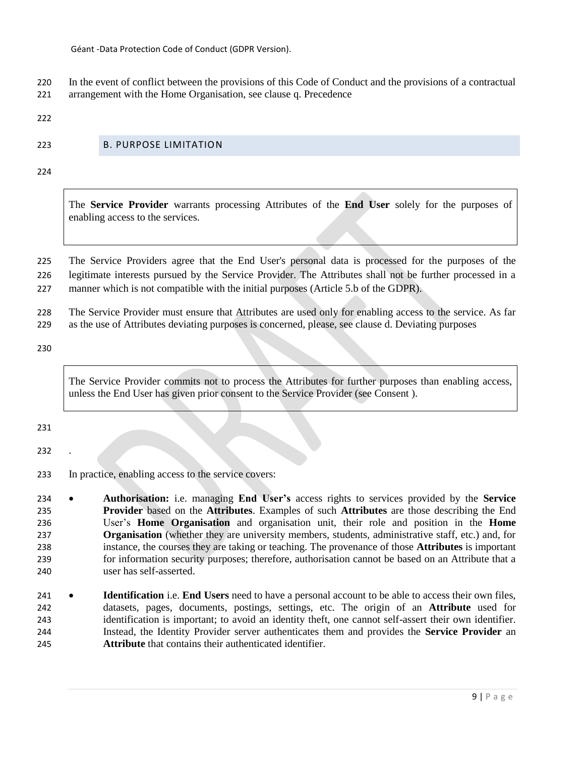In the event of conflict between the provisions of this Code of Conduct and the provisions of a contractual arrangement with the Home Organisation, see clause q. Precedence

## B. PURPOSE LIMITATION

The **Service Provider** warrants processing Attributes of the **End User** solely for the purposes of enabling access to the services.

The Service Providers agree that the End User's personal data is processed for the purposes of the legitimate interests pursued by the Service Provider. The Attributes shall not be further processed in a manner which is not compatible with the initial purposes (Article 5.b of the GDPR).

The Service Provider must ensure that Attributes are used only for enabling access to the service. As far as the use of Attributes deviating purposes is concerned, please, see clause d. Deviating purposes

The Service Provider commits not to process the Attributes for further purposes than enabling access, unless the End User has given prior consent to the Service Provider (see Consent ).

.

In practice, enabling access to the service covers:

- **Authorisation:** i.e. managing **End User's** access rights to services provided by the **Service Provider** based on the **Attributes**. Examples of such **Attributes** are those describing the End User's **Home Organisation** and organisation unit, their role and position in the **Home Organisation** (whether they are university members, students, administrative staff, etc.) and, for instance, the courses they are taking or teaching. The provenance of those **Attributes** is important for information security purposes; therefore, authorisation cannot be based on an Attribute that a user has self-asserted.
- **Identification** i.e. **End Users** need to have a personal account to be able to access their own files, datasets, pages, documents, postings, settings, etc. The origin of an **Attribute** used for identification is important; to avoid an identity theft, one cannot self-assert their own identifier. Instead, the Identity Provider server authenticates them and provides the **Service Provider** an **Attribute** that contains their authenticated identifier.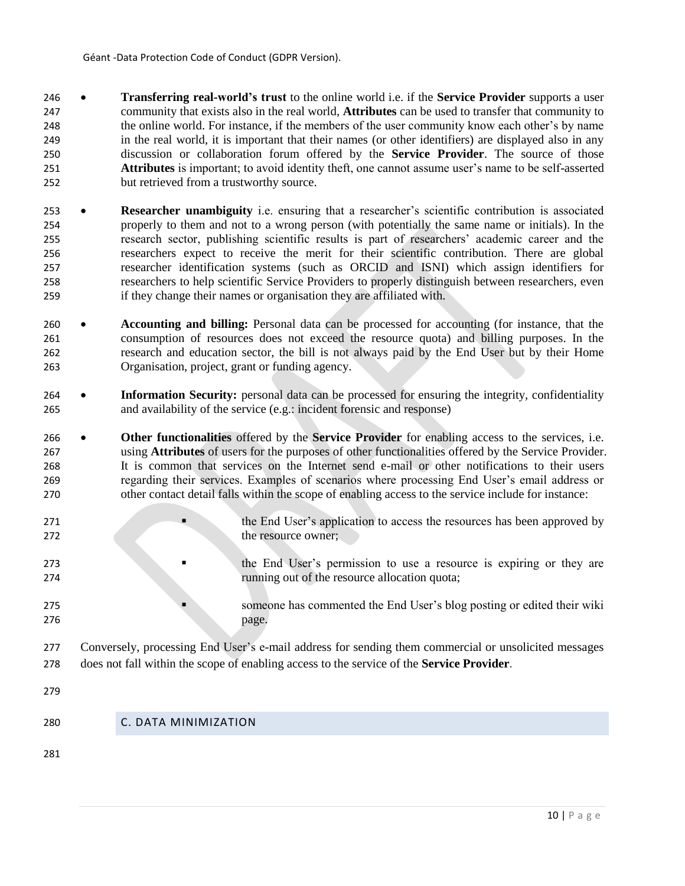- **Transferring real-world's trust** to the online world i.e. if the **Service Provider** supports a user community that exists also in the real world, **Attributes** can be used to transfer that community to the online world. For instance, if the members of the user community know each other's by name in the real world, it is important that their names (or other identifiers) are displayed also in any discussion or collaboration forum offered by the **Service Provider**. The source of those **Attributes** is important; to avoid identity theft, one cannot assume user's name to be self-asserted but retrieved from a trustworthy source.

- **Researcher unambiguity** i.e. ensuring that a researcher's scientific contribution is associated properly to them and not to a wrong person (with potentially the same name or initials). In the research sector, publishing scientific results is part of researchers' academic career and the researchers expect to receive the merit for their scientific contribution. There are global researcher identification systems (such as ORCID and ISNI) which assign identifiers for researchers to help scientific Service Providers to properly distinguish between researchers, even if they change their names or organisation they are affiliated with.

- **Accounting and billing:** Personal data can be processed for accounting (for instance, that the consumption of resources does not exceed the resource quota) and billing purposes. In the research and education sector, the bill is not always paid by the End User but by their Home Organisation, project, grant or funding agency.

- **Information Security:** personal data can be processed for ensuring the integrity, confidentiality and availability of the service (e.g.: incident forensic and response)

- **Other functionalities** offered by the **Service Provider** for enabling access to the services, i.e. using **Attributes** of users for the purposes of other functionalities offered by the Service Provider. It is common that services on the Internet send e-mail or other notifications to their users regarding their services. Examples of scenarios where processing End User's email address or other contact detail falls within the scope of enabling access to the service include for instance:

    - the End User's application to access the resources has been approved by the resource owner;

    - the End User's permission to use a resource is expiring or they are running out of the resource allocation quota;

    - someone has commented the End User's blog posting or edited their wiki page.

Conversely, processing End User's e-mail address for sending them commercial or unsolicited messages does not fall within the scope of enabling access to the service of the **Service Provider**.

## C. DATA MINIMIZATION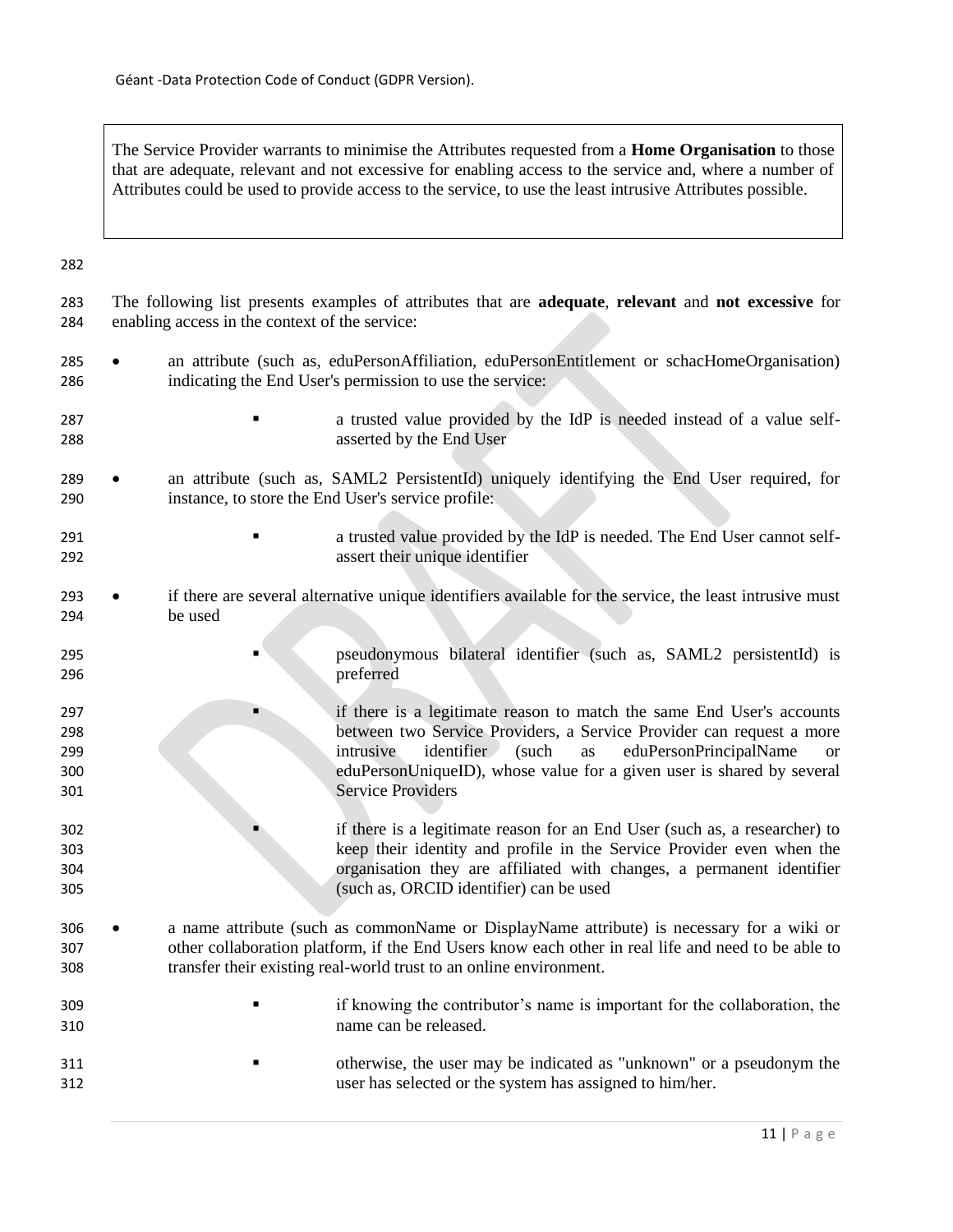> The Service Provider warrants to minimise the Attributes requested from a **Home Organisation** to those that are adequate, relevant and not excessive for enabling access to the service and, where a number of Attributes could be used to provide access to the service, to use the least intrusive Attributes possible.

The following list presents examples of attributes that are **adequate**, **relevant** and **not excessive** for enabling access in the context of the service:

- an attribute (such as, eduPersonAffiliation, eduPersonEntitlement or schacHomeOrganisation) indicating the End User's permission to use the service:
  - a trusted value provided by the IdP is needed instead of a value self-asserted by the End User
- an attribute (such as, SAML2 PersistentId) uniquely identifying the End User required, for instance, to store the End User's service profile:
  - a trusted value provided by the IdP is needed. The End User cannot self-assert their unique identifier
- if there are several alternative unique identifiers available for the service, the least intrusive must be used
  - pseudonymous bilateral identifier (such as, SAML2 persistentId) is preferred
  - if there is a legitimate reason to match the same End User's accounts between two Service Providers, a Service Provider can request a more intrusive identifier (such as eduPersonPrincipalName or eduPersonUniqueID), whose value for a given user is shared by several Service Providers
  - if there is a legitimate reason for an End User (such as, a researcher) to keep their identity and profile in the Service Provider even when the organisation they are affiliated with changes, a permanent identifier (such as, ORCID identifier) can be used
- a name attribute (such as commonName or DisplayName attribute) is necessary for a wiki or other collaboration platform, if the End Users know each other in real life and need to be able to transfer their existing real-world trust to an online environment.
  - if knowing the contributor's name is important for the collaboration, the name can be released.
  - otherwise, the user may be indicated as "unknown" or a pseudonym the user has selected or the system has assigned to him/her.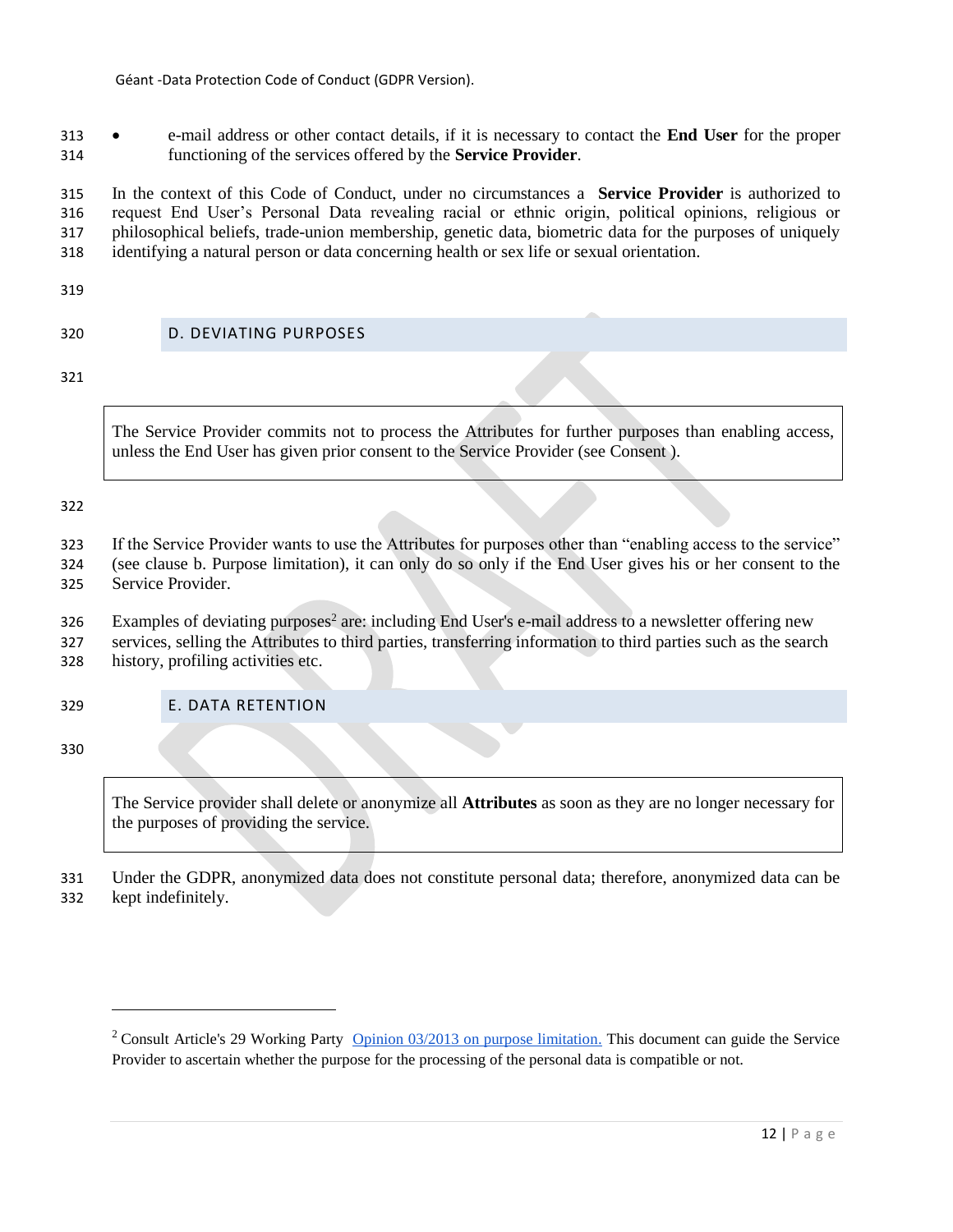- e-mail address or other contact details, if it is necessary to contact the **End User** for the proper functioning of the services offered by the **Service Provider**.

In the context of this Code of Conduct, under no circumstances a **Service Provider** is authorized to request End User's Personal Data revealing racial or ethnic origin, political opinions, religious or philosophical beliefs, trade-union membership, genetic data, biometric data for the purposes of uniquely identifying a natural person or data concerning health or sex life or sexual orientation.

## D. DEVIATING PURPOSES

> The Service Provider commits not to process the Attributes for further purposes than enabling access, unless the End User has given prior consent to the Service Provider (see Consent ).

If the Service Provider wants to use the Attributes for purposes other than "enabling access to the service" (see clause b. Purpose limitation), it can only do so only if the End User gives his or her consent to the Service Provider.

Examples of deviating purposes[2] are: including End User's e-mail address to a newsletter offering new services, selling the Attributes to third parties, transferring information to third parties such as the search history, profiling activities etc.

## E. DATA RETENTION

> The Service provider shall delete or anonymize all **Attributes** as soon as they are no longer necessary for the purposes of providing the service.

Under the GDPR, anonymized data does not constitute personal data; therefore, anonymized data can be kept indefinitely.

---

[2] Consult Article's 29 Working Party [Opinion 03/2013 on purpose limitation.]() This document can guide the Service Provider to ascertain whether the purpose for the processing of the personal data is compatible or not.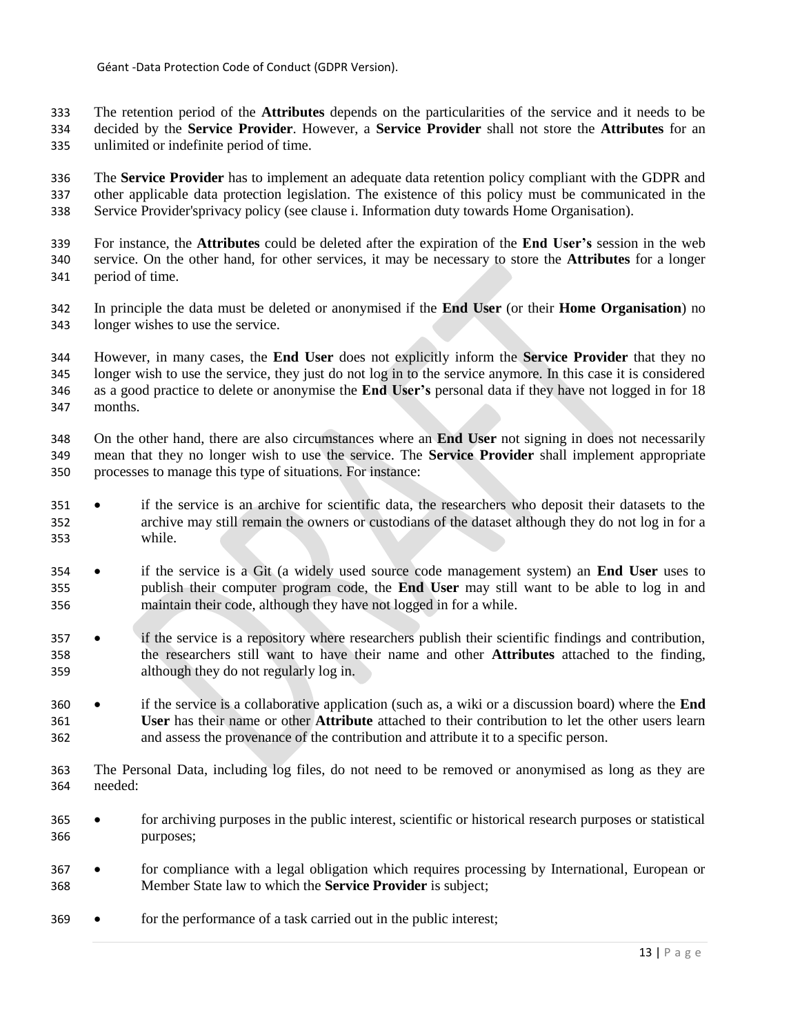The retention period of the **Attributes** depends on the particularities of the service and it needs to be decided by the **Service Provider**. However, a **Service Provider** shall not store the **Attributes** for an unlimited or indefinite period of time.

The **Service Provider** has to implement an adequate data retention policy compliant with the GDPR and other applicable data protection legislation. The existence of this policy must be communicated in the Service Provider'sprivacy policy (see clause i. Information duty towards Home Organisation).

For instance, the **Attributes** could be deleted after the expiration of the **End User's** session in the web service. On the other hand, for other services, it may be necessary to store the **Attributes** for a longer period of time.

In principle the data must be deleted or anonymised if the **End User** (or their **Home Organisation**) no longer wishes to use the service.

However, in many cases, the **End User** does not explicitly inform the **Service Provider** that they no longer wish to use the service, they just do not log in to the service anymore. In this case it is considered as a good practice to delete or anonymise the **End User's** personal data if they have not logged in for 18 months.

On the other hand, there are also circumstances where an **End User** not signing in does not necessarily mean that they no longer wish to use the service. The **Service Provider** shall implement appropriate processes to manage this type of situations. For instance:

- if the service is an archive for scientific data, the researchers who deposit their datasets to the archive may still remain the owners or custodians of the dataset although they do not log in for a while.
- if the service is a Git (a widely used source code management system) an **End User** uses to publish their computer program code, the **End User** may still want to be able to log in and maintain their code, although they have not logged in for a while.
- if the service is a repository where researchers publish their scientific findings and contribution, the researchers still want to have their name and other **Attributes** attached to the finding, although they do not regularly log in.
- if the service is a collaborative application (such as, a wiki or a discussion board) where the **End User** has their name or other **Attribute** attached to their contribution to let the other users learn and assess the provenance of the contribution and attribute it to a specific person.

The Personal Data, including log files, do not need to be removed or anonymised as long as they are needed:

- for archiving purposes in the public interest, scientific or historical research purposes or statistical purposes;
- for compliance with a legal obligation which requires processing by International, European or Member State law to which the **Service Provider** is subject;
- for the performance of a task carried out in the public interest;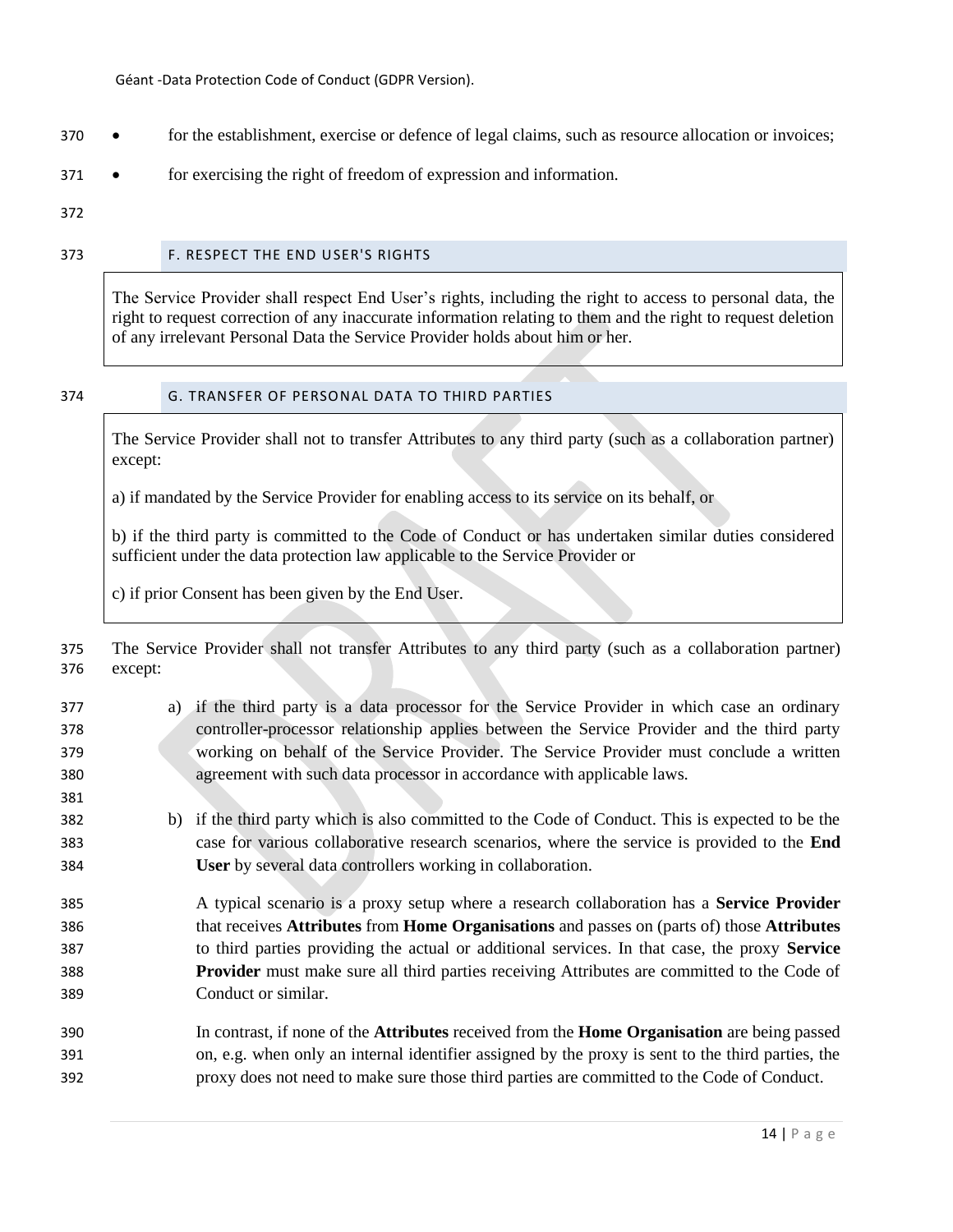- for the establishment, exercise or defence of legal claims, such as resource allocation or invoices;
- for exercising the right of freedom of expression and information.

### F. RESPECT THE END USER'S RIGHTS

> The Service Provider shall respect End User's rights, including the right to access to personal data, the right to request correction of any inaccurate information relating to them and the right to request deletion of any irrelevant Personal Data the Service Provider holds about him or her.

### G. TRANSFER OF PERSONAL DATA TO THIRD PARTIES

> The Service Provider shall not to transfer Attributes to any third party (such as a collaboration partner) except:
>
> a) if mandated by the Service Provider for enabling access to its service on its behalf, or
>
> b) if the third party is committed to the Code of Conduct or has undertaken similar duties considered sufficient under the data protection law applicable to the Service Provider or
>
> c) if prior Consent has been given by the End User.

The Service Provider shall not transfer Attributes to any third party (such as a collaboration partner) except:

a) if the third party is a data processor for the Service Provider in which case an ordinary controller-processor relationship applies between the Service Provider and the third party working on behalf of the Service Provider. The Service Provider must conclude a written agreement with such data processor in accordance with applicable laws.

b) if the third party which is also committed to the Code of Conduct. This is expected to be the case for various collaborative research scenarios, where the service is provided to the **End User** by several data controllers working in collaboration.

   A typical scenario is a proxy setup where a research collaboration has a **Service Provider** that receives **Attributes** from **Home Organisations** and passes on (parts of) those **Attributes** to third parties providing the actual or additional services. In that case, the proxy **Service Provider** must make sure all third parties receiving Attributes are committed to the Code of Conduct or similar.

   In contrast, if none of the **Attributes** received from the **Home Organisation** are being passed on, e.g. when only an internal identifier assigned by the proxy is sent to the third parties, the proxy does not need to make sure those third parties are committed to the Code of Conduct.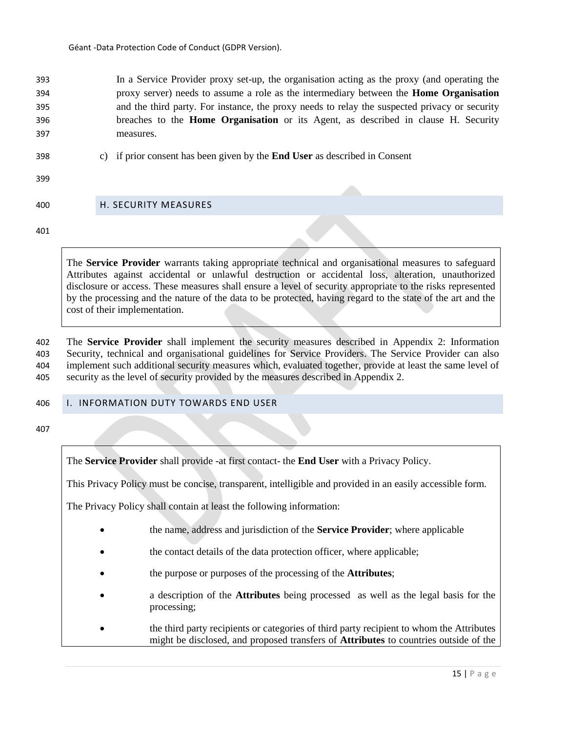In a Service Provider proxy set-up, the organisation acting as the proxy (and operating the proxy server) needs to assume a role as the intermediary between the **Home Organisation** and the third party. For instance, the proxy needs to relay the suspected privacy or security breaches to the **Home Organisation** or its Agent, as described in clause H. Security measures.

c) if prior consent has been given by the **End User** as described in Consent

## H. SECURITY MEASURES

> The **Service Provider** warrants taking appropriate technical and organisational measures to safeguard Attributes against accidental or unlawful destruction or accidental loss, alteration, unauthorized disclosure or access. These measures shall ensure a level of security appropriate to the risks represented by the processing and the nature of the data to be protected, having regard to the state of the art and the cost of their implementation.

The **Service Provider** shall implement the security measures described in Appendix 2: Information Security, technical and organisational guidelines for Service Providers. The Service Provider can also implement such additional security measures which, evaluated together, provide at least the same level of security as the level of security provided by the measures described in Appendix 2.

## I. INFORMATION DUTY TOWARDS END USER

> The **Service Provider** shall provide -at first contact- the **End User** with a Privacy Policy.
>
> This Privacy Policy must be concise, transparent, intelligible and provided in an easily accessible form.
>
> The Privacy Policy shall contain at least the following information:
>
> - the name, address and jurisdiction of the **Service Provider**; where applicable
> - the contact details of the data protection officer, where applicable;
> - the purpose or purposes of the processing of the **Attributes**;
> - a description of the **Attributes** being processed as well as the legal basis for the processing;
> - the third party recipients or categories of third party recipient to whom the Attributes might be disclosed, and proposed transfers of **Attributes** to countries outside of the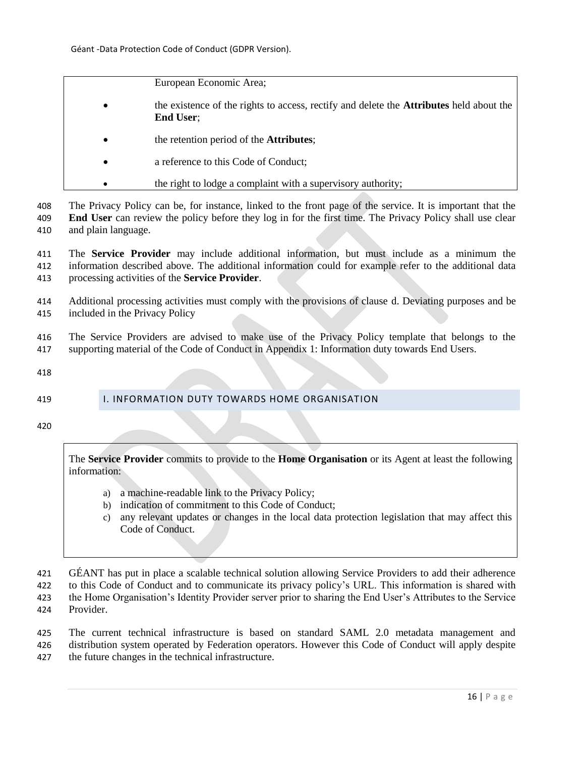European Economic Area;

- the existence of the rights to access, rectify and delete the **Attributes** held about the **End User**;
- the retention period of the **Attributes**;
- a reference to this Code of Conduct;
- the right to lodge a complaint with a supervisory authority;

The Privacy Policy can be, for instance, linked to the front page of the service. It is important that the **End User** can review the policy before they log in for the first time. The Privacy Policy shall use clear and plain language.

The **Service Provider** may include additional information, but must include as a minimum the information described above. The additional information could for example refer to the additional data processing activities of the **Service Provider**.

Additional processing activities must comply with the provisions of clause d. Deviating purposes and be included in the Privacy Policy

The Service Providers are advised to make use of the Privacy Policy template that belongs to the supporting material of the Code of Conduct in Appendix 1: Information duty towards End Users.

## I. INFORMATION DUTY TOWARDS HOME ORGANISATION

The **Service Provider** commits to provide to the **Home Organisation** or its Agent at least the following information:

a) a machine-readable link to the Privacy Policy;
b) indication of commitment to this Code of Conduct;
c) any relevant updates or changes in the local data protection legislation that may affect this Code of Conduct.

GÉANT has put in place a scalable technical solution allowing Service Providers to add their adherence to this Code of Conduct and to communicate its privacy policy's URL. This information is shared with the Home Organisation's Identity Provider server prior to sharing the End User's Attributes to the Service Provider.

The current technical infrastructure is based on standard SAML 2.0 metadata management and distribution system operated by Federation operators. However this Code of Conduct will apply despite the future changes in the technical infrastructure.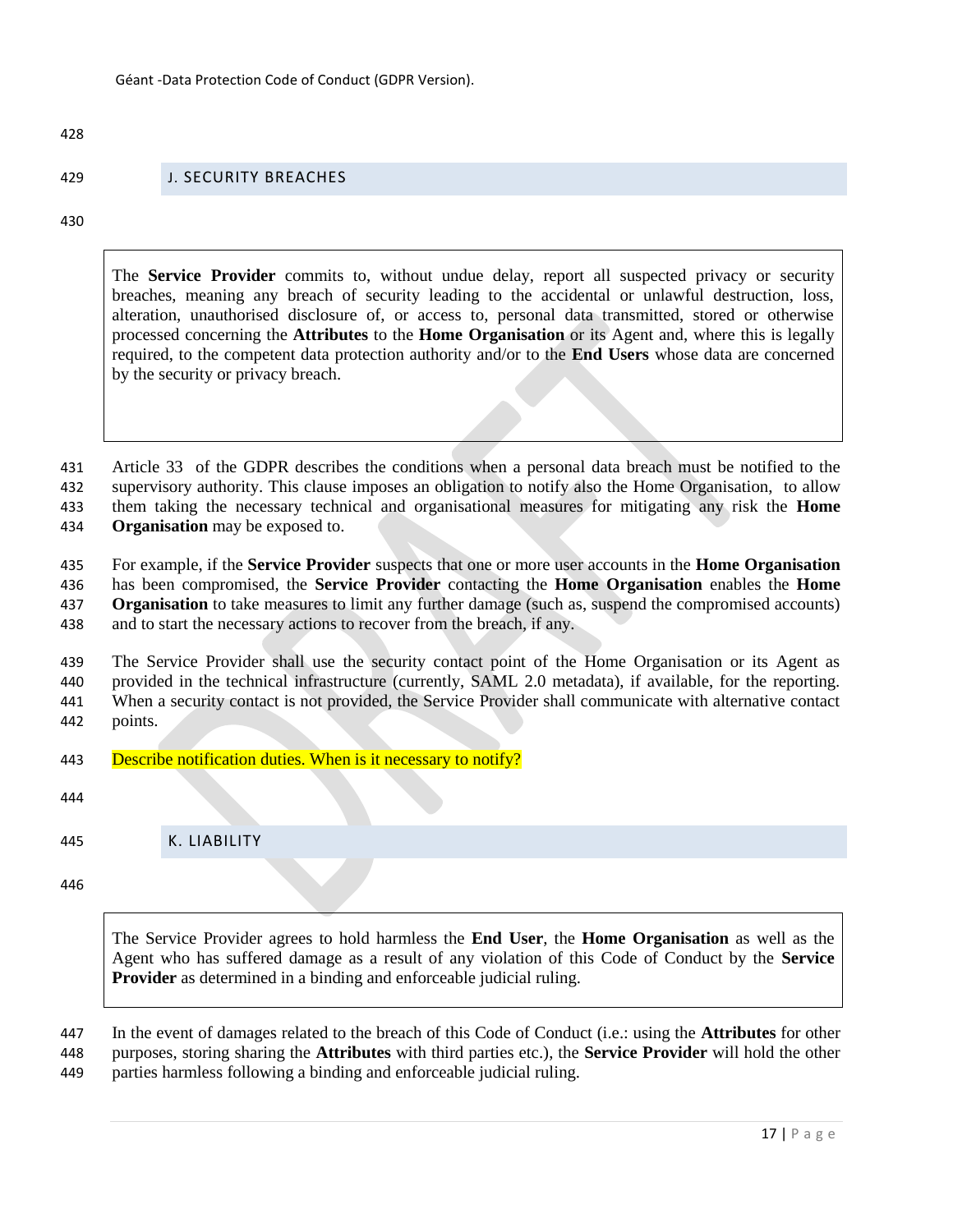## J. SECURITY BREACHES

> The **Service Provider** commits to, without undue delay, report all suspected privacy or security breaches, meaning any breach of security leading to the accidental or unlawful destruction, loss, alteration, unauthorised disclosure of, or access to, personal data transmitted, stored or otherwise processed concerning the **Attributes** to the **Home Organisation** or its Agent and, where this is legally required, to the competent data protection authority and/or to the **End Users** whose data are concerned by the security or privacy breach.

Article 33 of the GDPR describes the conditions when a personal data breach must be notified to the supervisory authority. This clause imposes an obligation to notify also the Home Organisation, to allow them taking the necessary technical and organisational measures for mitigating any risk the **Home Organisation** may be exposed to.

For example, if the **Service Provider** suspects that one or more user accounts in the **Home Organisation** has been compromised, the **Service Provider** contacting the **Home Organisation** enables the **Home Organisation** to take measures to limit any further damage (such as, suspend the compromised accounts) and to start the necessary actions to recover from the breach, if any.

The Service Provider shall use the security contact point of the Home Organisation or its Agent as provided in the technical infrastructure (currently, SAML 2.0 metadata), if available, for the reporting. When a security contact is not provided, the Service Provider shall communicate with alternative contact points.

Describe notification duties. When is it necessary to notify?

## K. LIABILITY

> The Service Provider agrees to hold harmless the **End User**, the **Home Organisation** as well as the Agent who has suffered damage as a result of any violation of this Code of Conduct by the **Service Provider** as determined in a binding and enforceable judicial ruling.

In the event of damages related to the breach of this Code of Conduct (i.e.: using the **Attributes** for other purposes, storing sharing the **Attributes** with third parties etc.), the **Service Provider** will hold the other parties harmless following a binding and enforceable judicial ruling.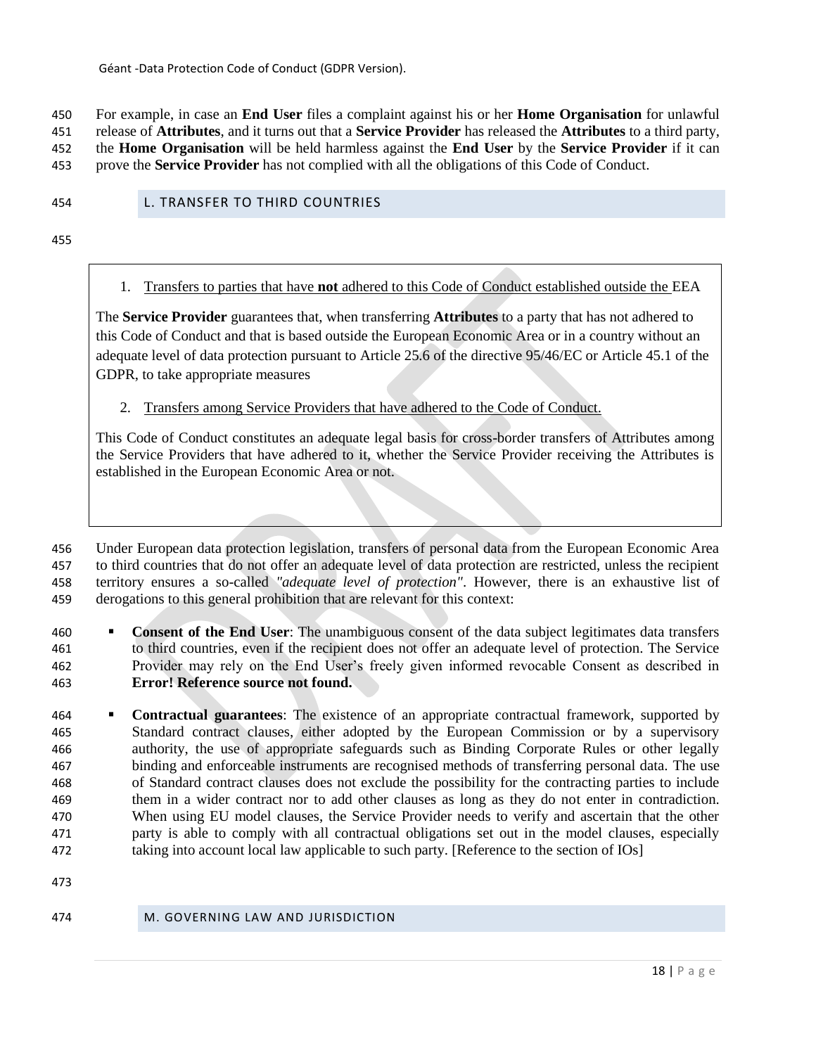For example, in case an **End User** files a complaint against his or her **Home Organisation** for unlawful release of **Attributes**, and it turns out that a **Service Provider** has released the **Attributes** to a third party, the **Home Organisation** will be held harmless against the **End User** by the **Service Provider** if it can prove the **Service Provider** has not complied with all the obligations of this Code of Conduct.

## L. TRANSFER TO THIRD COUNTRIES

1. Transfers to parties that have **not** adhered to this Code of Conduct established outside the EEA

The **Service Provider** guarantees that, when transferring **Attributes** to a party that has not adhered to this Code of Conduct and that is based outside the European Economic Area or in a country without an adequate level of data protection pursuant to Article 25.6 of the directive 95/46/EC or Article 45.1 of the GDPR, to take appropriate measures

2. Transfers among Service Providers that have adhered to the Code of Conduct.

This Code of Conduct constitutes an adequate legal basis for cross-border transfers of Attributes among the Service Providers that have adhered to it, whether the Service Provider receiving the Attributes is established in the European Economic Area or not.

Under European data protection legislation, transfers of personal data from the European Economic Area to third countries that do not offer an adequate level of data protection are restricted, unless the recipient territory ensures a so-called *"adequate level of protection"*. However, there is an exhaustive list of derogations to this general prohibition that are relevant for this context:

- **Consent of the End User**: The unambiguous consent of the data subject legitimates data transfers to third countries, even if the recipient does not offer an adequate level of protection. The Service Provider may rely on the End User's freely given informed revocable Consent as described in **Error! Reference source not found.**
- **Contractual guarantees**: The existence of an appropriate contractual framework, supported by Standard contract clauses, either adopted by the European Commission or by a supervisory authority, the use of appropriate safeguards such as Binding Corporate Rules or other legally binding and enforceable instruments are recognised methods of transferring personal data. The use of Standard contract clauses does not exclude the possibility for the contracting parties to include them in a wider contract nor to add other clauses as long as they do not enter in contradiction. When using EU model clauses, the Service Provider needs to verify and ascertain that the other party is able to comply with all contractual obligations set out in the model clauses, especially taking into account local law applicable to such party. [Reference to the section of IOs]

## M. GOVERNING LAW AND JURISDICTION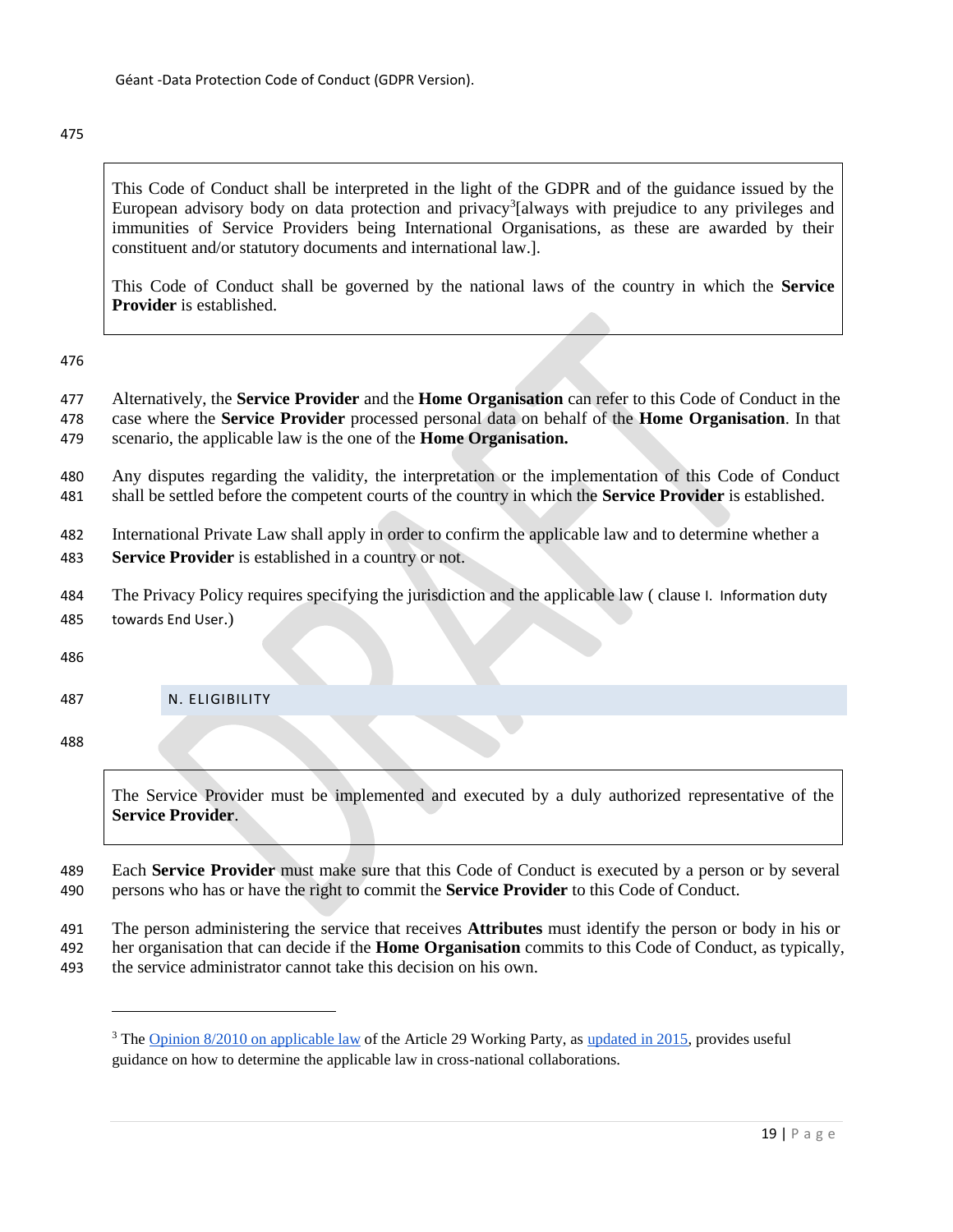This Code of Conduct shall be interpreted in the light of the GDPR and of the guidance issued by the European advisory body on data protection and privacy[3][always with prejudice to any privileges and immunities of Service Providers being International Organisations, as these are awarded by their constituent and/or statutory documents and international law.].

This Code of Conduct shall be governed by the national laws of the country in which the **Service Provider** is established.

Alternatively, the **Service Provider** and the **Home Organisation** can refer to this Code of Conduct in the case where the **Service Provider** processed personal data on behalf of the **Home Organisation**. In that scenario, the applicable law is the one of the **Home Organisation.**

Any disputes regarding the validity, the interpretation or the implementation of this Code of Conduct shall be settled before the competent courts of the country in which the **Service Provider** is established.

International Private Law shall apply in order to confirm the applicable law and to determine whether a **Service Provider** is established in a country or not.

The Privacy Policy requires specifying the jurisdiction and the applicable law ( clause I. Information duty towards End User.)

## N. ELIGIBILITY

The Service Provider must be implemented and executed by a duly authorized representative of the **Service Provider**.

Each **Service Provider** must make sure that this Code of Conduct is executed by a person or by several persons who has or have the right to commit the **Service Provider** to this Code of Conduct.

The person administering the service that receives **Attributes** must identify the person or body in his or her organisation that can decide if the **Home Organisation** commits to this Code of Conduct, as typically, the service administrator cannot take this decision on his own.

[3] The Opinion 8/2010 on applicable law of the Article 29 Working Party, as updated in 2015, provides useful guidance on how to determine the applicable law in cross-national collaborations.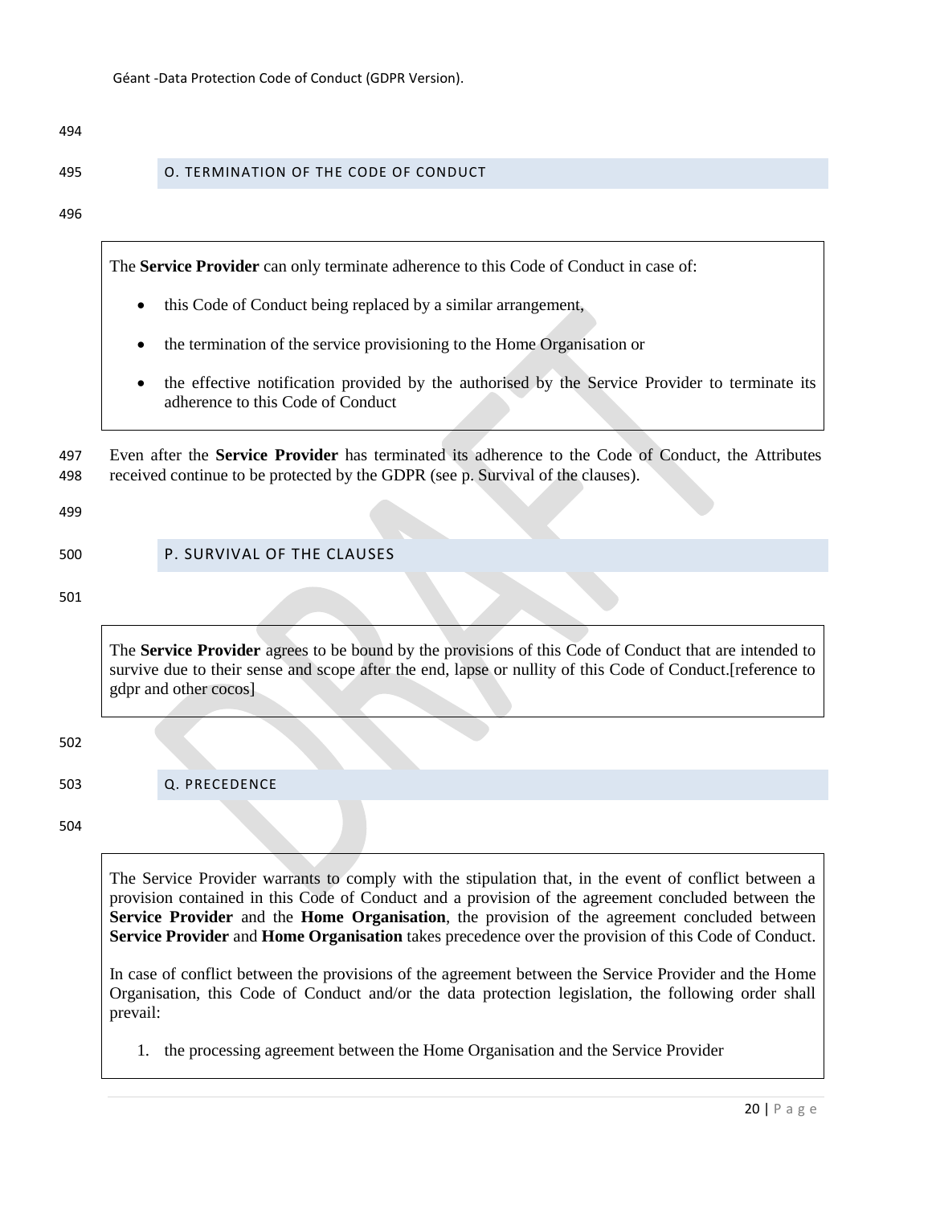## O. TERMINATION OF THE CODE OF CONDUCT

The **Service Provider** can only terminate adherence to this Code of Conduct in case of:

- this Code of Conduct being replaced by a similar arrangement,
- the termination of the service provisioning to the Home Organisation or
- the effective notification provided by the authorised by the Service Provider to terminate its adherence to this Code of Conduct

Even after the **Service Provider** has terminated its adherence to the Code of Conduct, the Attributes received continue to be protected by the GDPR (see p. Survival of the clauses).

## P. SURVIVAL OF THE CLAUSES

The **Service Provider** agrees to be bound by the provisions of this Code of Conduct that are intended to survive due to their sense and scope after the end, lapse or nullity of this Code of Conduct.[reference to gdpr and other cocos]

## Q. PRECEDENCE

The Service Provider warrants to comply with the stipulation that, in the event of conflict between a provision contained in this Code of Conduct and a provision of the agreement concluded between the **Service Provider** and the **Home Organisation**, the provision of the agreement concluded between **Service Provider** and **Home Organisation** takes precedence over the provision of this Code of Conduct.

In case of conflict between the provisions of the agreement between the Service Provider and the Home Organisation, this Code of Conduct and/or the data protection legislation, the following order shall prevail:

1. the processing agreement between the Home Organisation and the Service Provider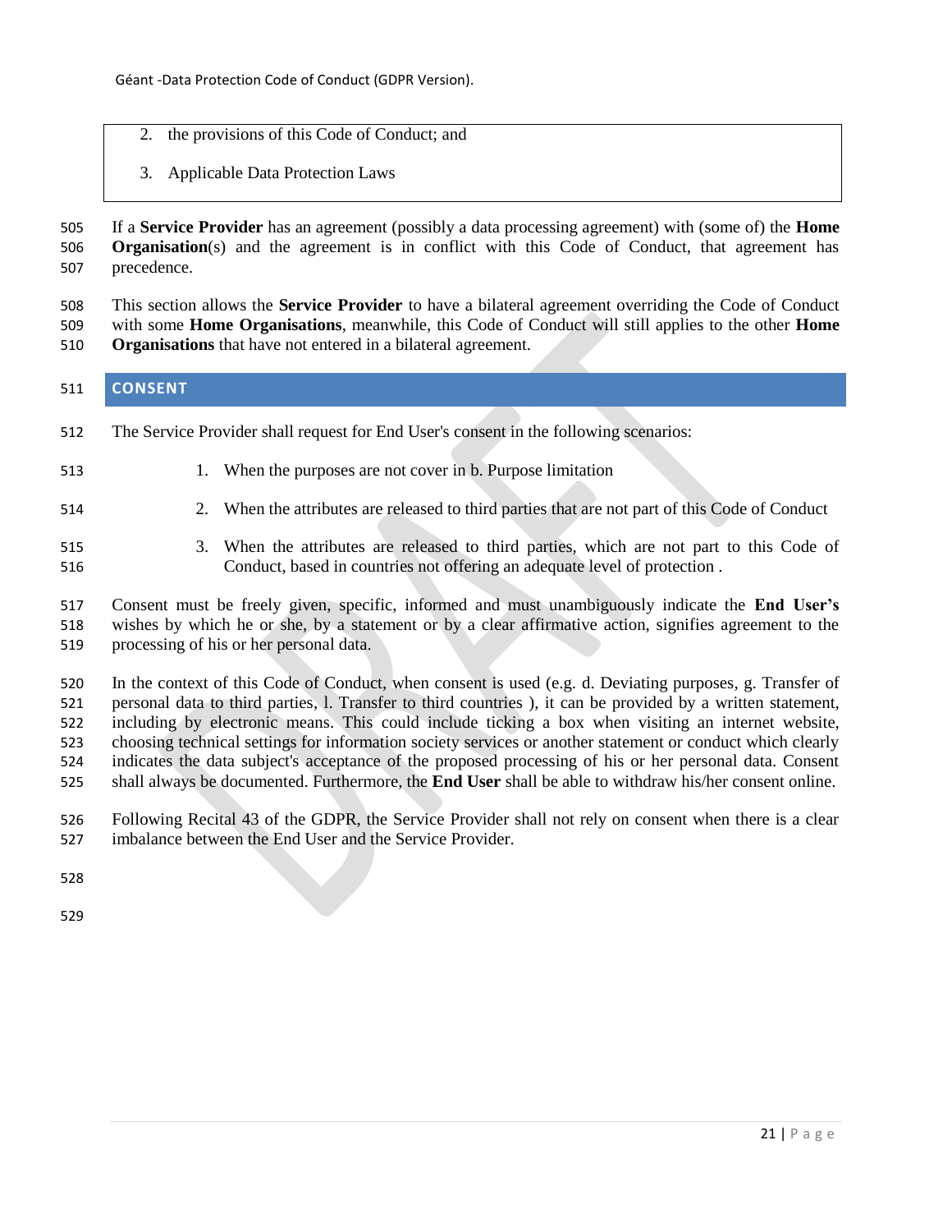2. the provisions of this Code of Conduct; and
3. Applicable Data Protection Laws

If a **Service Provider** has an agreement (possibly a data processing agreement) with (some of) the **Home Organisation**(s) and the agreement is in conflict with this Code of Conduct, that agreement has precedence.

This section allows the **Service Provider** to have a bilateral agreement overriding the Code of Conduct with some **Home Organisations**, meanwhile, this Code of Conduct will still applies to the other **Home Organisations** that have not entered in a bilateral agreement.

## CONSENT

The Service Provider shall request for End User's consent in the following scenarios:

1. When the purposes are not cover in b. Purpose limitation
2. When the attributes are released to third parties that are not part of this Code of Conduct
3. When the attributes are released to third parties, which are not part to this Code of Conduct, based in countries not offering an adequate level of protection .

Consent must be freely given, specific, informed and must unambiguously indicate the **End User's** wishes by which he or she, by a statement or by a clear affirmative action, signifies agreement to the processing of his or her personal data.

In the context of this Code of Conduct, when consent is used (e.g. d. Deviating purposes, g. Transfer of personal data to third parties, l. Transfer to third countries ), it can be provided by a written statement, including by electronic means. This could include ticking a box when visiting an internet website, choosing technical settings for information society services or another statement or conduct which clearly indicates the data subject's acceptance of the proposed processing of his or her personal data. Consent shall always be documented. Furthermore, the **End User** shall be able to withdraw his/her consent online.

Following Recital 43 of the GDPR, the Service Provider shall not rely on consent when there is a clear imbalance between the End User and the Service Provider.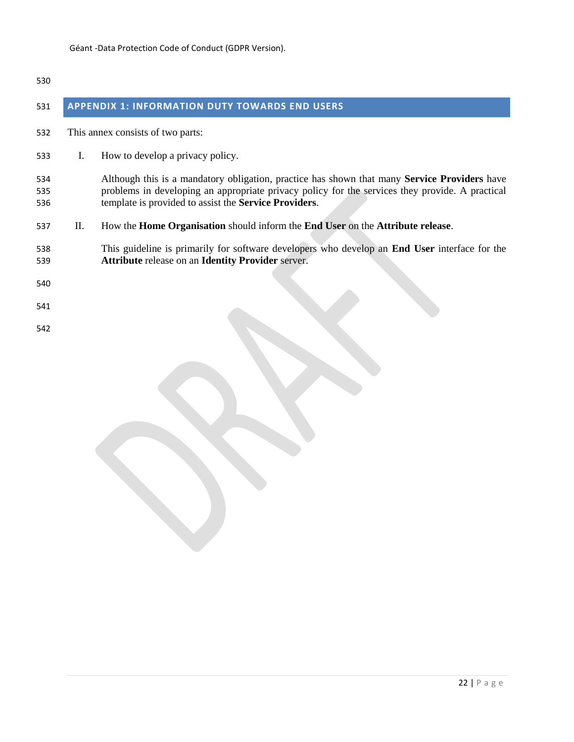## APPENDIX 1: INFORMATION DUTY TOWARDS END USERS

This annex consists of two parts:

I. How to develop a privacy policy.

   Although this is a mandatory obligation, practice has shown that many **Service Providers** have problems in developing an appropriate privacy policy for the services they provide. A practical template is provided to assist the **Service Providers**.

II. How the **Home Organisation** should inform the **End User** on the **Attribute release**.

   This guideline is primarily for software developers who develop an **End User** interface for the **Attribute** release on an **Identity Provider** server.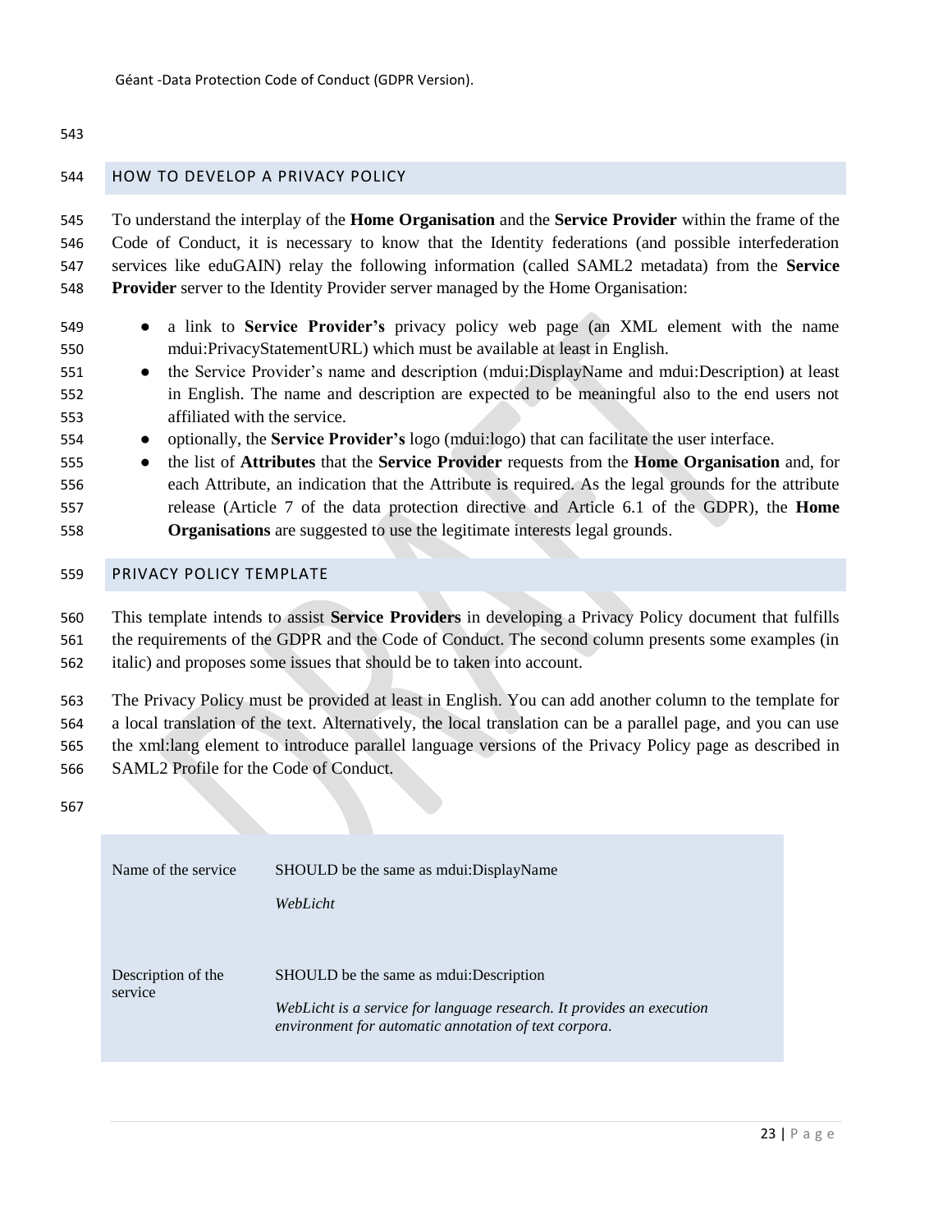## HOW TO DEVELOP A PRIVACY POLICY

To understand the interplay of the **Home Organisation** and the **Service Provider** within the frame of the Code of Conduct, it is necessary to know that the Identity federations (and possible interfederation services like eduGAIN) relay the following information (called SAML2 metadata) from the **Service Provider** server to the Identity Provider server managed by the Home Organisation:

- a link to **Service Provider's** privacy policy web page (an XML element with the name mdui:PrivacyStatementURL) which must be available at least in English.
- the Service Provider's name and description (mdui:DisplayName and mdui:Description) at least in English. The name and description are expected to be meaningful also to the end users not affiliated with the service.
- optionally, the **Service Provider's** logo (mdui:logo) that can facilitate the user interface.
- the list of **Attributes** that the **Service Provider** requests from the **Home Organisation** and, for each Attribute, an indication that the Attribute is required. As the legal grounds for the attribute release (Article 7 of the data protection directive and Article 6.1 of the GDPR), the **Home Organisations** are suggested to use the legitimate interests legal grounds.

## PRIVACY POLICY TEMPLATE

This template intends to assist **Service Providers** in developing a Privacy Policy document that fulfills the requirements of the GDPR and the Code of Conduct. The second column presents some examples (in italic) and proposes some issues that should be to taken into account.

The Privacy Policy must be provided at least in English. You can add another column to the template for a local translation of the text. Alternatively, the local translation can be a parallel page, and you can use the xml:lang element to introduce parallel language versions of the Privacy Policy page as described in SAML2 Profile for the Code of Conduct.

| | |
|---|---|
| Name of the service | SHOULD be the same as mdui:DisplayName<br>*WebLicht* |
| Description of the service | SHOULD be the same as mdui:Description<br>*WebLicht is a service for language research. It provides an execution environment for automatic annotation of text corpora.* |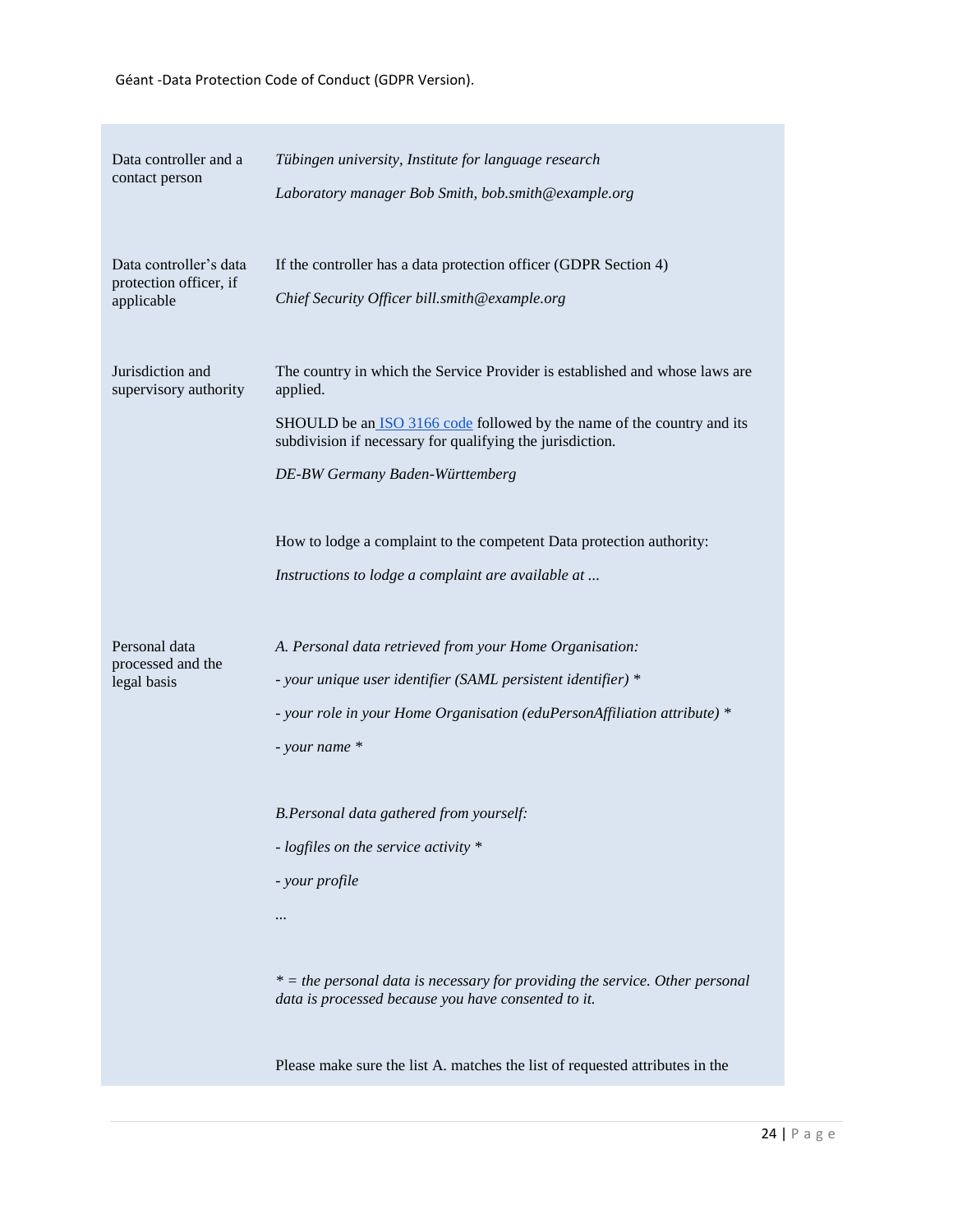| | |
|---|---|
| Data controller and a contact person | *Tübingen university, Institute for language research*<br><br>*Laboratory manager Bob Smith, bob.smith@example.org* |
| Data controller's data protection officer, if applicable | If the controller has a data protection officer (GDPR Section 4)<br><br>*Chief Security Officer bill.smith@example.org* |
| Jurisdiction and supervisory authority | The country in which the Service Provider is established and whose laws are applied.<br><br>SHOULD be an [ISO 3166 code](#) followed by the name of the country and its subdivision if necessary for qualifying the jurisdiction.<br><br>*DE-BW Germany Baden-Württemberg*<br><br>How to lodge a complaint to the competent Data protection authority:<br><br>*Instructions to lodge a complaint are available at ...* |
| Personal data processed and the legal basis | *A. Personal data retrieved from your Home Organisation:*<br><br>*- your unique user identifier (SAML persistent identifier) **<br><br>*- your role in your Home Organisation (eduPersonAffiliation attribute) **<br><br>*- your name **<br><br>*B.Personal data gathered from yourself:*<br><br>*- logfiles on the service activity **<br><br>*- your profile*<br><br>*...*<br><br>** = the personal data is necessary for providing the service. Other personal data is processed because you have consented to it.*<br><br>Please make sure the list A. matches the list of requested attributes in the |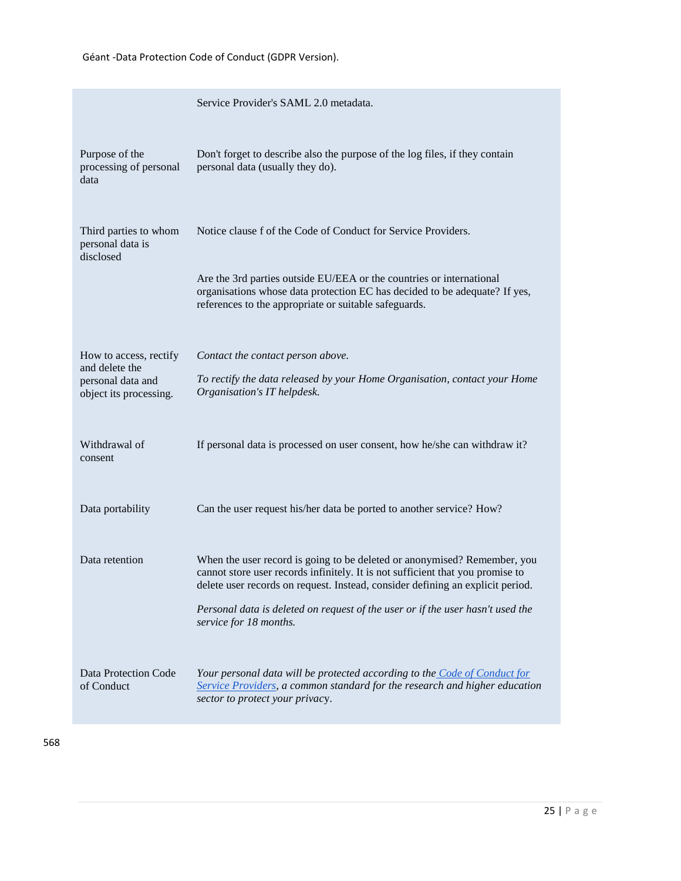| | |
|---|---|
| | Service Provider's SAML 2.0 metadata. |
| Purpose of the processing of personal data | Don't forget to describe also the purpose of the log files, if they contain personal data (usually they do). |
| Third parties to whom personal data is disclosed | Notice clause f of the Code of Conduct for Service Providers.<br><br>Are the 3rd parties outside EU/EEA or the countries or international organisations whose data protection EC has decided to be adequate? If yes, references to the appropriate or suitable safeguards. |
| How to access, rectify and delete the personal data and object its processing. | *Contact the contact person above.*<br><br>*To rectify the data released by your Home Organisation, contact your Home Organisation's IT helpdesk.* |
| Withdrawal of consent | If personal data is processed on user consent, how he/she can withdraw it? |
| Data portability | Can the user request his/her data be ported to another service? How? |
| Data retention | When the user record is going to be deleted or anonymised? Remember, you cannot store user records infinitely. It is not sufficient that you promise to delete user records on request. Instead, consider defining an explicit period.<br><br>*Personal data is deleted on request of the user or if the user hasn't used the service for 18 months.* |
| Data Protection Code of Conduct | *Your personal data will be protected according to the Code of Conduct for Service Providers, a common standard for the research and higher education sector to protect your privacy.* |

568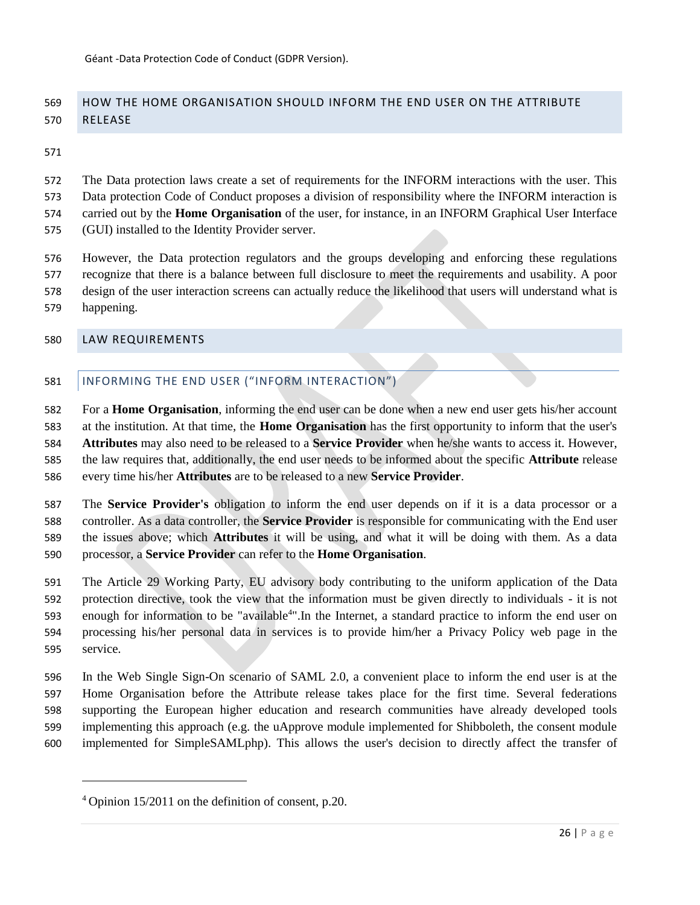## HOW THE HOME ORGANISATION SHOULD INFORM THE END USER ON THE ATTRIBUTE RELEASE

The Data protection laws create a set of requirements for the INFORM interactions with the user. This Data protection Code of Conduct proposes a division of responsibility where the INFORM interaction is carried out by the **Home Organisation** of the user, for instance, in an INFORM Graphical User Interface (GUI) installed to the Identity Provider server.

However, the Data protection regulators and the groups developing and enforcing these regulations recognize that there is a balance between full disclosure to meet the requirements and usability. A poor design of the user interaction screens can actually reduce the likelihood that users will understand what is happening.

## LAW REQUIREMENTS

### INFORMING THE END USER ("INFORM INTERACTION")

For a **Home Organisation**, informing the end user can be done when a new end user gets his/her account at the institution. At that time, the **Home Organisation** has the first opportunity to inform that the user's **Attributes** may also need to be released to a **Service Provider** when he/she wants to access it. However, the law requires that, additionally, the end user needs to be informed about the specific **Attribute** release every time his/her **Attributes** are to be released to a new **Service Provider**.

The **Service Provider's** obligation to inform the end user depends on if it is a data processor or a controller. As a data controller, the **Service Provider** is responsible for communicating with the End user the issues above; which **Attributes** it will be using, and what it will be doing with them. As a data processor, a **Service Provider** can refer to the **Home Organisation**.

The Article 29 Working Party, EU advisory body contributing to the uniform application of the Data protection directive, took the view that the information must be given directly to individuals - it is not enough for information to be "available[4]".In the Internet, a standard practice to inform the end user on processing his/her personal data in services is to provide him/her a Privacy Policy web page in the service.

In the Web Single Sign-On scenario of SAML 2.0, a convenient place to inform the end user is at the Home Organisation before the Attribute release takes place for the first time. Several federations supporting the European higher education and research communities have already developed tools implementing this approach (e.g. the uApprove module implemented for Shibboleth, the consent module implemented for SimpleSAMLphp). This allows the user's decision to directly affect the transfer of

[4] Opinion 15/2011 on the definition of consent, p.20.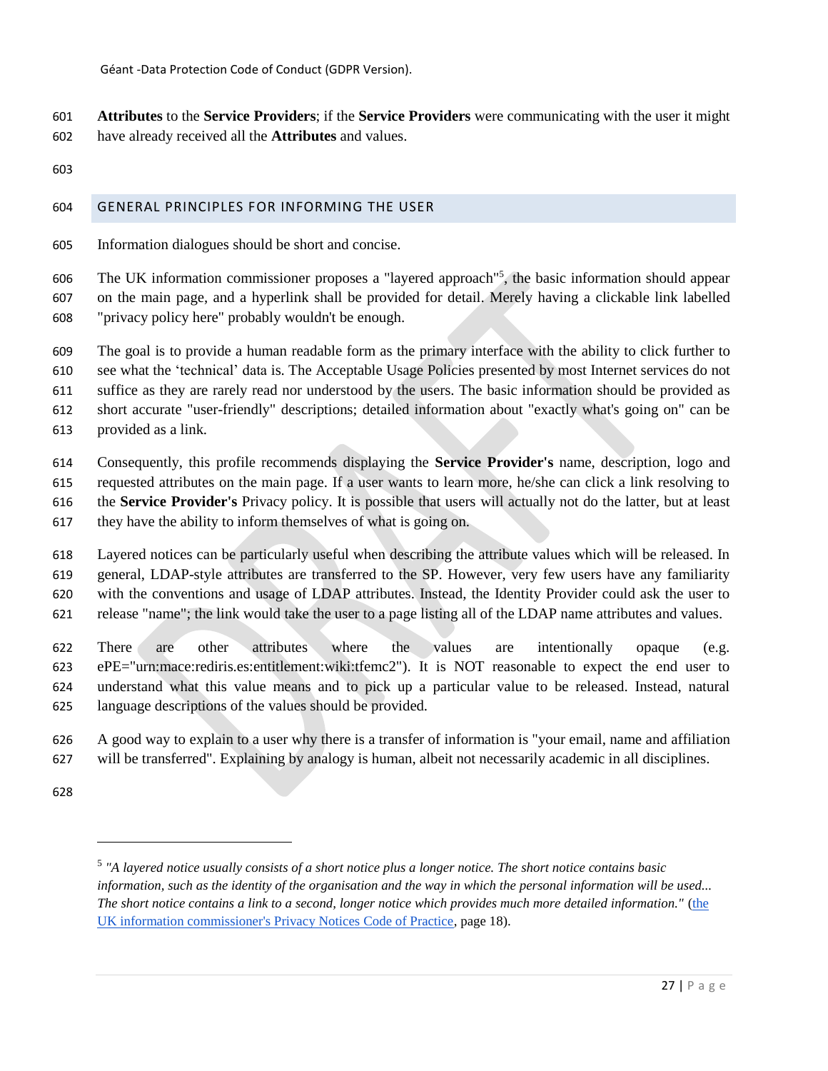**Attributes** to the **Service Providers**; if the **Service Providers** were communicating with the user it might have already received all the **Attributes** and values.

## GENERAL PRINCIPLES FOR INFORMING THE USER

Information dialogues should be short and concise.

The UK information commissioner proposes a "layered approach"[5], the basic information should appear on the main page, and a hyperlink shall be provided for detail. Merely having a clickable link labelled "privacy policy here" probably wouldn't be enough.

The goal is to provide a human readable form as the primary interface with the ability to click further to see what the 'technical' data is. The Acceptable Usage Policies presented by most Internet services do not suffice as they are rarely read nor understood by the users. The basic information should be provided as short accurate "user-friendly" descriptions; detailed information about "exactly what's going on" can be provided as a link.

Consequently, this profile recommends displaying the **Service Provider's** name, description, logo and requested attributes on the main page. If a user wants to learn more, he/she can click a link resolving to the **Service Provider's** Privacy policy. It is possible that users will actually not do the latter, but at least they have the ability to inform themselves of what is going on.

Layered notices can be particularly useful when describing the attribute values which will be released. In general, LDAP-style attributes are transferred to the SP. However, very few users have any familiarity with the conventions and usage of LDAP attributes. Instead, the Identity Provider could ask the user to release "name"; the link would take the user to a page listing all of the LDAP name attributes and values.

There are other attributes where the values are intentionally opaque (e.g. ePE="urn:mace:rediris.es:entitlement:wiki:tfemc2"). It is NOT reasonable to expect the end user to understand what this value means and to pick up a particular value to be released. Instead, natural language descriptions of the values should be provided.

A good way to explain to a user why there is a transfer of information is "your email, name and affiliation will be transferred". Explaining by analogy is human, albeit not necessarily academic in all disciplines.

---

[5] *"A layered notice usually consists of a short notice plus a longer notice. The short notice contains basic information, such as the identity of the organisation and the way in which the personal information will be used... The short notice contains a link to a second, longer notice which provides much more detailed information."* (the UK information commissioner's Privacy Notices Code of Practice, page 18).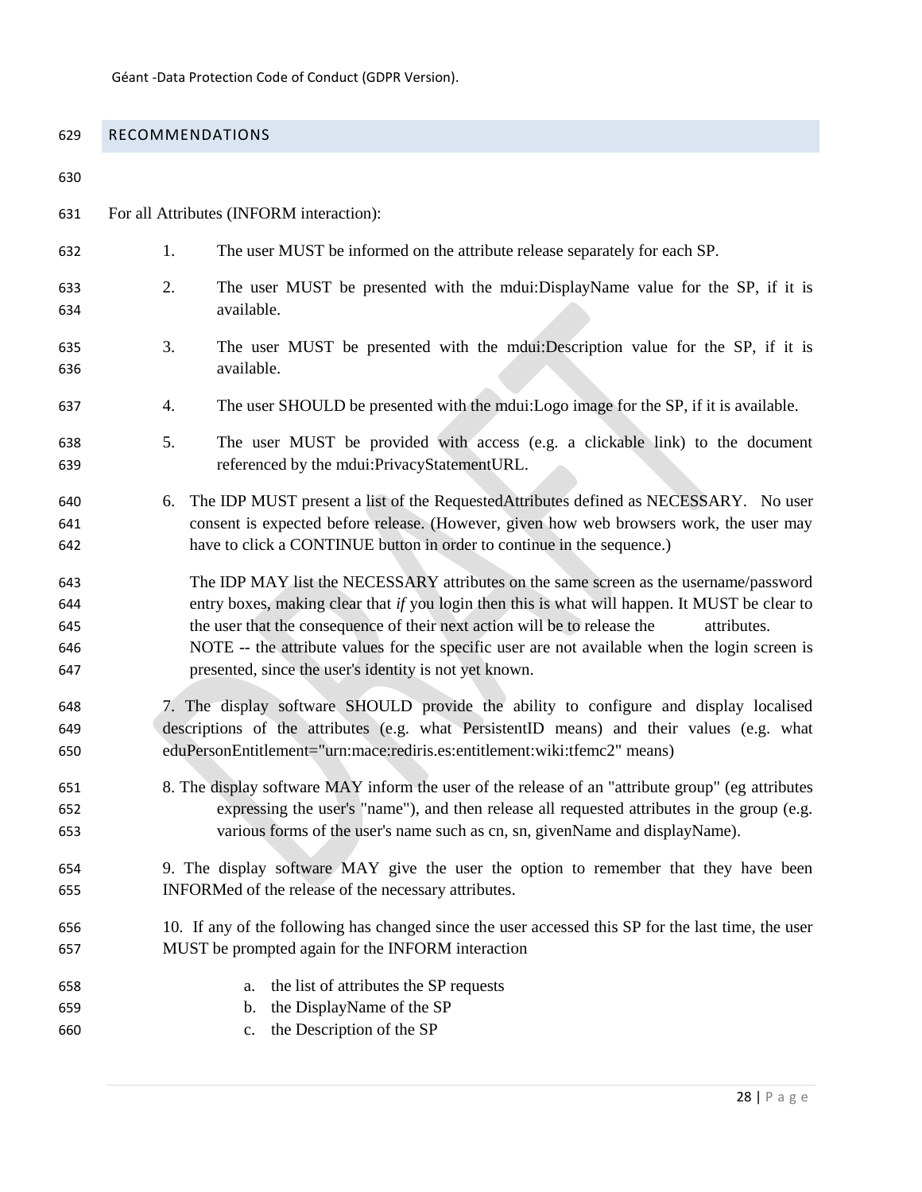## RECOMMENDATIONS

For all Attributes (INFORM interaction):

1. The user MUST be informed on the attribute release separately for each SP.
2. The user MUST be presented with the mdui:DisplayName value for the SP, if it is available.
3. The user MUST be presented with the mdui:Description value for the SP, if it is available.
4. The user SHOULD be presented with the mdui:Logo image for the SP, if it is available.
5. The user MUST be provided with access (e.g. a clickable link) to the document referenced by the mdui:PrivacyStatementURL.
6. The IDP MUST present a list of the RequestedAttributes defined as NECESSARY. No user consent is expected before release. (However, given how web browsers work, the user may have to click a CONTINUE button in order to continue in the sequence.)

   The IDP MAY list the NECESSARY attributes on the same screen as the username/password entry boxes, making clear that *if* you login then this is what will happen. It MUST be clear to the user that the consequence of their next action will be to release the attributes.
   NOTE -- the attribute values for the specific user are not available when the login screen is presented, since the user's identity is not yet known.

7. The display software SHOULD provide the ability to configure and display localised descriptions of the attributes (e.g. what PersistentID means) and their values (e.g. what eduPersonEntitlement="urn:mace:rediris.es:entitlement:wiki:tfemc2" means)
8. The display software MAY inform the user of the release of an "attribute group" (eg attributes expressing the user's "name"), and then release all requested attributes in the group (e.g. various forms of the user's name such as cn, sn, givenName and displayName).
9. The display software MAY give the user the option to remember that they have been INFORMed of the release of the necessary attributes.
10. If any of the following has changed since the user accessed this SP for the last time, the user MUST be prompted again for the INFORM interaction

    a. the list of attributes the SP requests
    b. the DisplayName of the SP
    c. the Description of the SP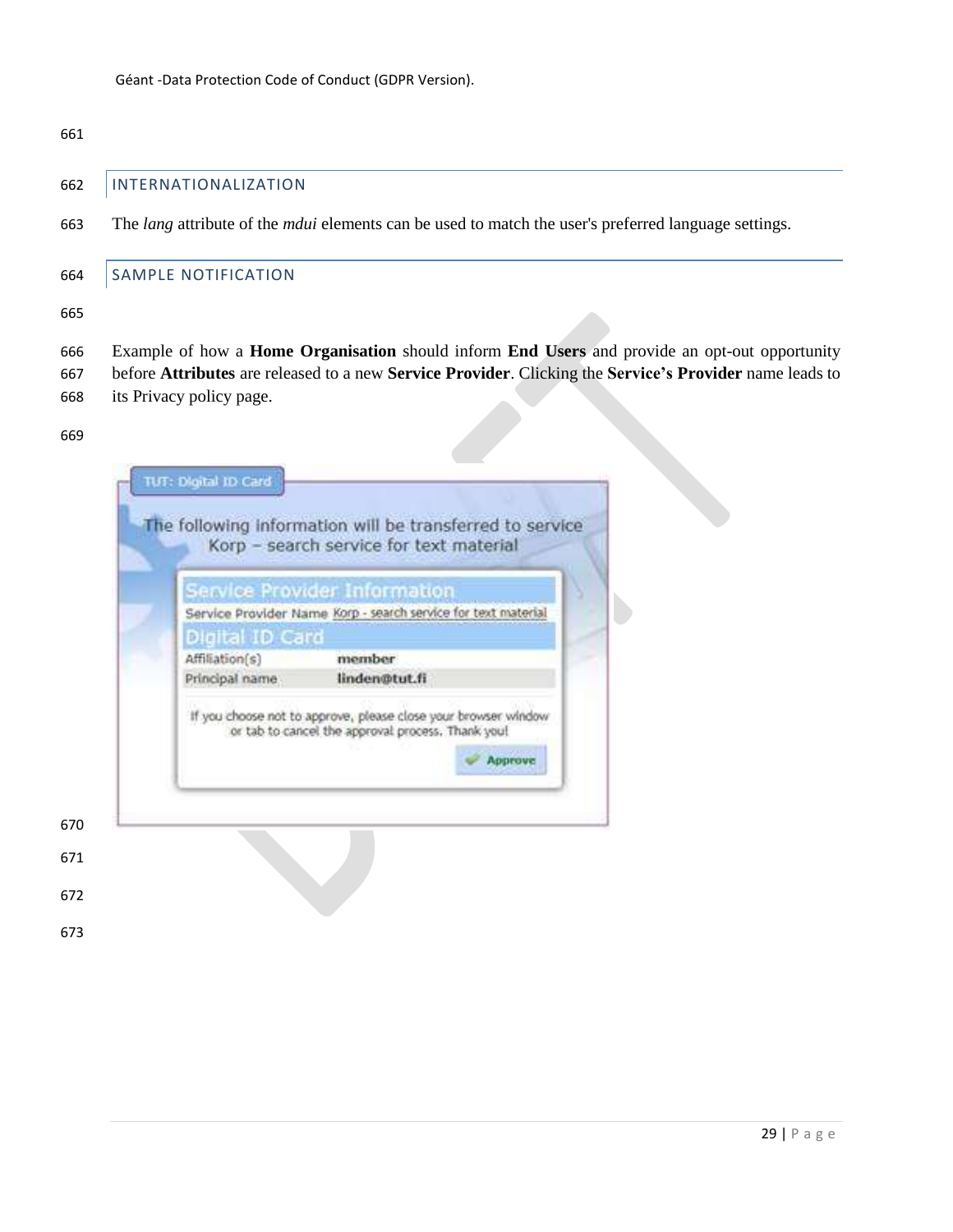## INTERNATIONALIZATION

The *lang* attribute of the *mdui* elements can be used to match the user's preferred language settings.

## SAMPLE NOTIFICATION

Example of how a **Home Organisation** should inform **End Users** and provide an opt-out opportunity before **Attributes** are released to a new **Service Provider**. Clicking the **Service's Provider** name leads to its Privacy policy page.

TUT: Digital ID Card

The following information will be transferred to service Korp – search service for text material

Service Provider Information

Service Provider Name Korp - search service for text material

Digital ID Card

Affiliation(s) member

Principal name linden@tut.fi

If you choose not to approve, please close your browser window or tab to cancel the approval process. Thank you!

Approve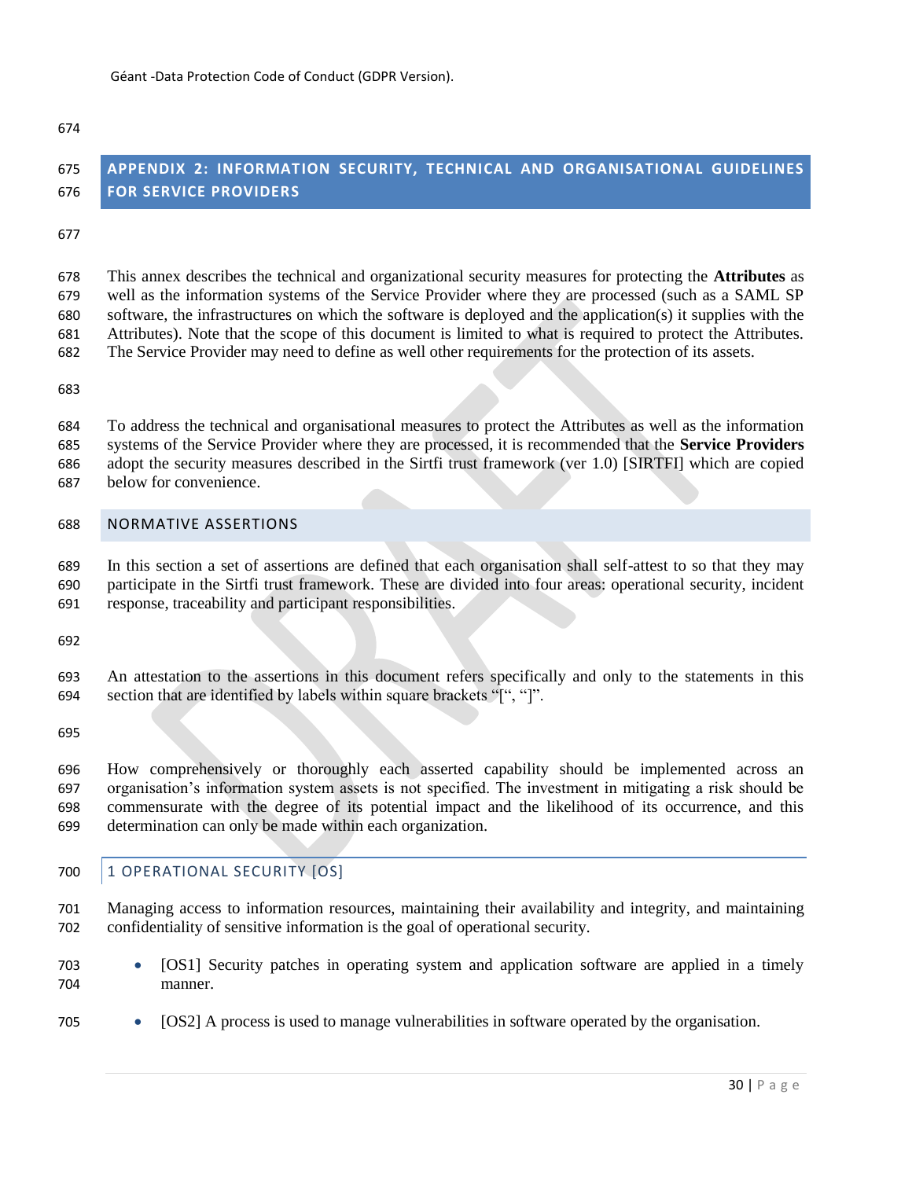## APPENDIX 2: INFORMATION SECURITY, TECHNICAL AND ORGANISATIONAL GUIDELINES FOR SERVICE PROVIDERS

This annex describes the technical and organizational security measures for protecting the **Attributes** as well as the information systems of the Service Provider where they are processed (such as a SAML SP software, the infrastructures on which the software is deployed and the application(s) it supplies with the Attributes). Note that the scope of this document is limited to what is required to protect the Attributes. The Service Provider may need to define as well other requirements for the protection of its assets.

To address the technical and organisational measures to protect the Attributes as well as the information systems of the Service Provider where they are processed, it is recommended that the **Service Providers** adopt the security measures described in the Sirtfi trust framework (ver 1.0) [SIRTFI] which are copied below for convenience.

### NORMATIVE ASSERTIONS

In this section a set of assertions are defined that each organisation shall self-attest to so that they may participate in the Sirtfi trust framework. These are divided into four areas: operational security, incident response, traceability and participant responsibilities.

An attestation to the assertions in this document refers specifically and only to the statements in this section that are identified by labels within square brackets "[", "]".

How comprehensively or thoroughly each asserted capability should be implemented across an organisation's information system assets is not specified. The investment in mitigating a risk should be commensurate with the degree of its potential impact and the likelihood of its occurrence, and this determination can only be made within each organization.

#### 1 OPERATIONAL SECURITY [OS]

Managing access to information resources, maintaining their availability and integrity, and maintaining confidentiality of sensitive information is the goal of operational security.

- [OS1] Security patches in operating system and application software are applied in a timely manner.
- [OS2] A process is used to manage vulnerabilities in software operated by the organisation.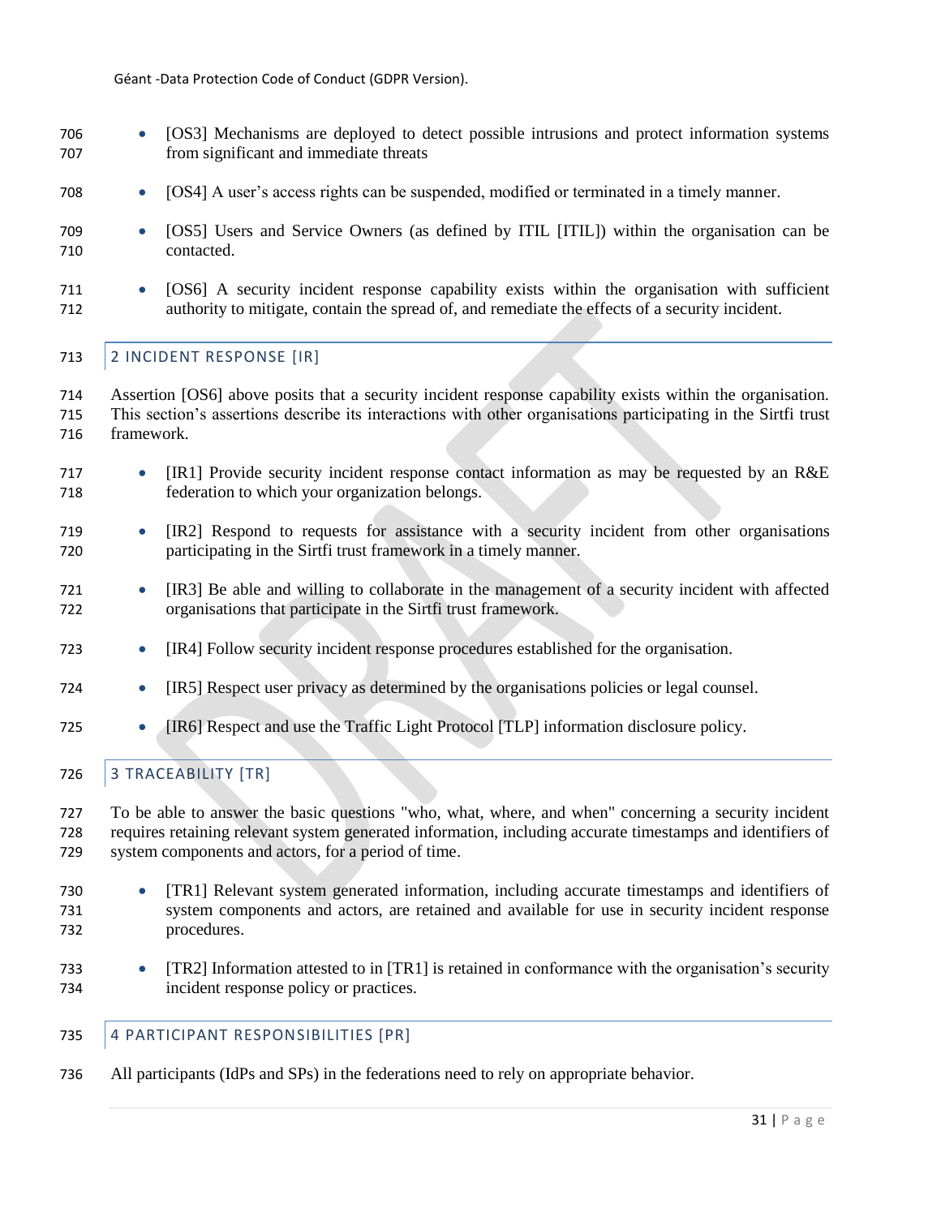- [OS3] Mechanisms are deployed to detect possible intrusions and protect information systems from significant and immediate threats
- [OS4] A user's access rights can be suspended, modified or terminated in a timely manner.
- [OS5] Users and Service Owners (as defined by ITIL [ITIL]) within the organisation can be contacted.
- [OS6] A security incident response capability exists within the organisation with sufficient authority to mitigate, contain the spread of, and remediate the effects of a security incident.

## 2 INCIDENT RESPONSE [IR]

Assertion [OS6] above posits that a security incident response capability exists within the organisation. This section's assertions describe its interactions with other organisations participating in the Sirtfi trust framework.

- [IR1] Provide security incident response contact information as may be requested by an R&E federation to which your organization belongs.
- [IR2] Respond to requests for assistance with a security incident from other organisations participating in the Sirtfi trust framework in a timely manner.
- [IR3] Be able and willing to collaborate in the management of a security incident with affected organisations that participate in the Sirtfi trust framework.
- [IR4] Follow security incident response procedures established for the organisation.
- [IR5] Respect user privacy as determined by the organisations policies or legal counsel.
- [IR6] Respect and use the Traffic Light Protocol [TLP] information disclosure policy.

## 3 TRACEABILITY [TR]

To be able to answer the basic questions "who, what, where, and when" concerning a security incident requires retaining relevant system generated information, including accurate timestamps and identifiers of system components and actors, for a period of time.

- [TR1] Relevant system generated information, including accurate timestamps and identifiers of system components and actors, are retained and available for use in security incident response procedures.
- [TR2] Information attested to in [TR1] is retained in conformance with the organisation's security incident response policy or practices.

## 4 PARTICIPANT RESPONSIBILITIES [PR]

All participants (IdPs and SPs) in the federations need to rely on appropriate behavior.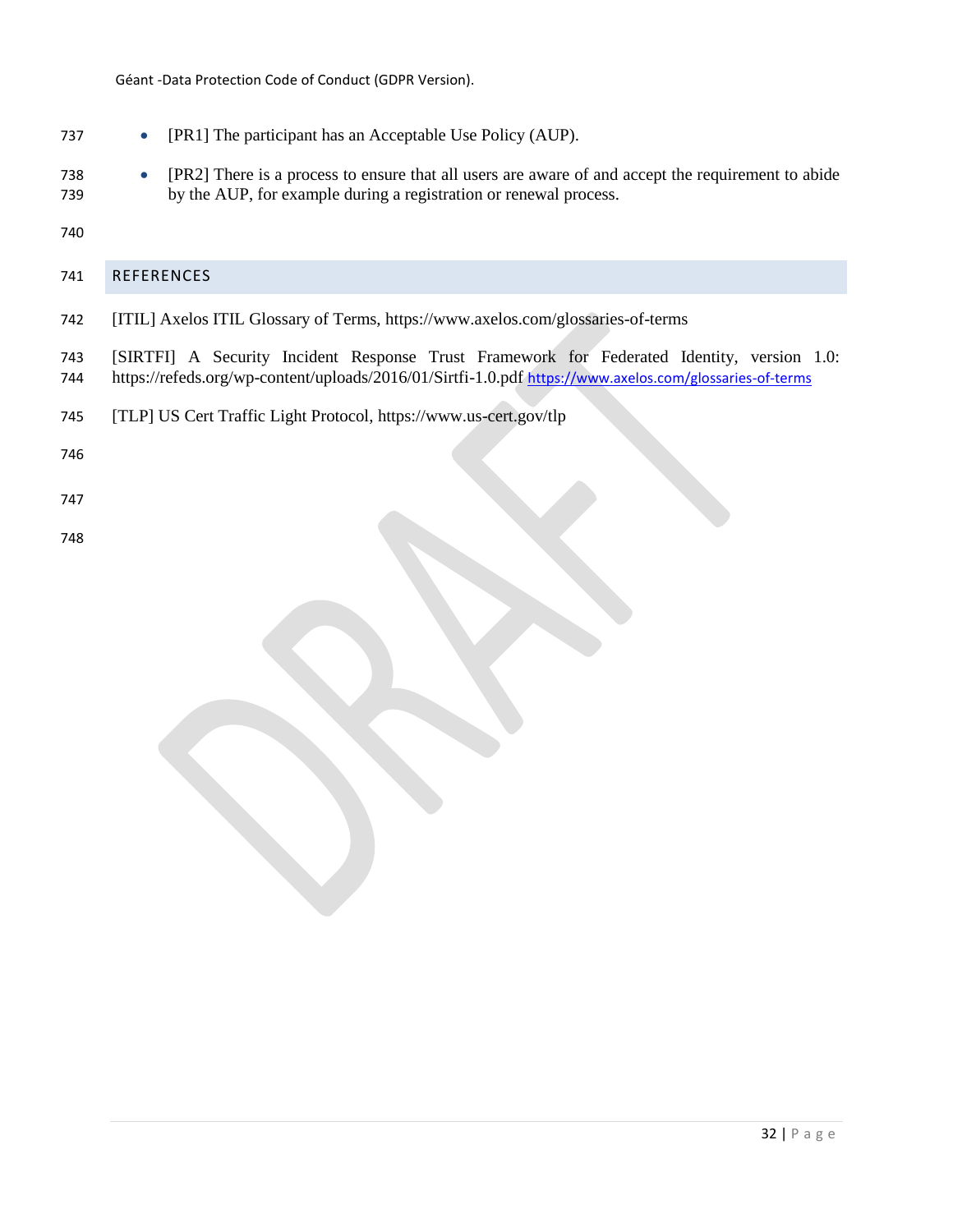- [PR1] The participant has an Acceptable Use Policy (AUP).
- [PR2] There is a process to ensure that all users are aware of and accept the requirement to abide by the AUP, for example during a registration or renewal process.

## REFERENCES

[ITIL] Axelos ITIL Glossary of Terms, https://www.axelos.com/glossaries-of-terms

[SIRTFI] A Security Incident Response Trust Framework for Federated Identity, version 1.0: https://refeds.org/wp-content/uploads/2016/01/Sirtfi-1.0.pdf https://www.axelos.com/glossaries-of-terms

[TLP] US Cert Traffic Light Protocol, https://www.us-cert.gov/tlp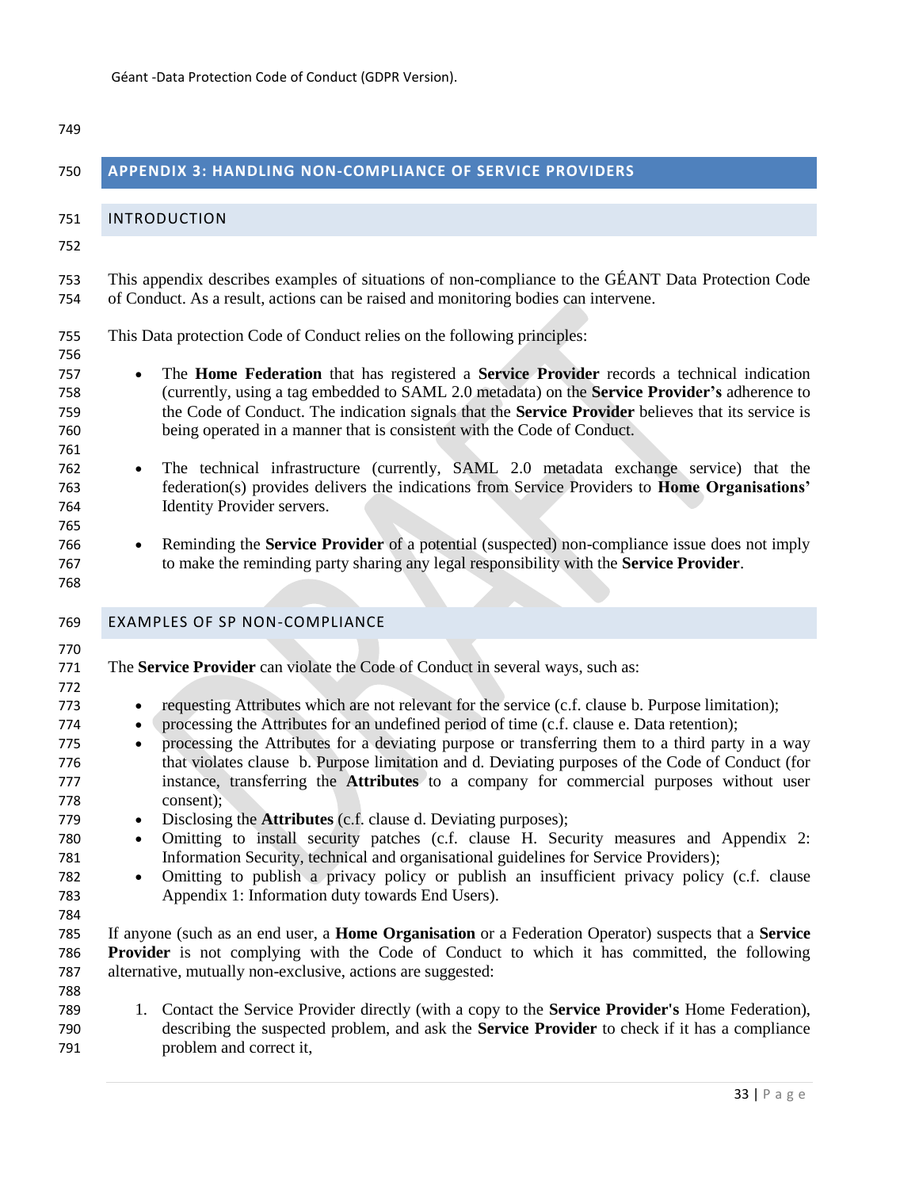## APPENDIX 3: HANDLING NON-COMPLIANCE OF SERVICE PROVIDERS

### INTRODUCTION

This appendix describes examples of situations of non-compliance to the GÉANT Data Protection Code of Conduct. As a result, actions can be raised and monitoring bodies can intervene.

This Data protection Code of Conduct relies on the following principles:

- The **Home Federation** that has registered a **Service Provider** records a technical indication (currently, using a tag embedded to SAML 2.0 metadata) on the **Service Provider's** adherence to the Code of Conduct. The indication signals that the **Service Provider** believes that its service is being operated in a manner that is consistent with the Code of Conduct.

- The technical infrastructure (currently, SAML 2.0 metadata exchange service) that the federation(s) provides delivers the indications from Service Providers to **Home Organisations'** Identity Provider servers.

- Reminding the **Service Provider** of a potential (suspected) non-compliance issue does not imply to make the reminding party sharing any legal responsibility with the **Service Provider**.

### EXAMPLES OF SP NON-COMPLIANCE

The **Service Provider** can violate the Code of Conduct in several ways, such as:

- requesting Attributes which are not relevant for the service (c.f. clause b. Purpose limitation);
- processing the Attributes for an undefined period of time (c.f. clause e. Data retention);
- processing the Attributes for a deviating purpose or transferring them to a third party in a way that violates clause b. Purpose limitation and d. Deviating purposes of the Code of Conduct (for instance, transferring the **Attributes** to a company for commercial purposes without user consent);
- Disclosing the **Attributes** (c.f. clause d. Deviating purposes);
- Omitting to install security patches (c.f. clause H. Security measures and Appendix 2: Information Security, technical and organisational guidelines for Service Providers);
- Omitting to publish a privacy policy or publish an insufficient privacy policy (c.f. clause Appendix 1: Information duty towards End Users).

If anyone (such as an end user, a **Home Organisation** or a Federation Operator) suspects that a **Service Provider** is not complying with the Code of Conduct to which it has committed, the following alternative, mutually non-exclusive, actions are suggested:

1. Contact the Service Provider directly (with a copy to the **Service Provider's** Home Federation), describing the suspected problem, and ask the **Service Provider** to check if it has a compliance problem and correct it,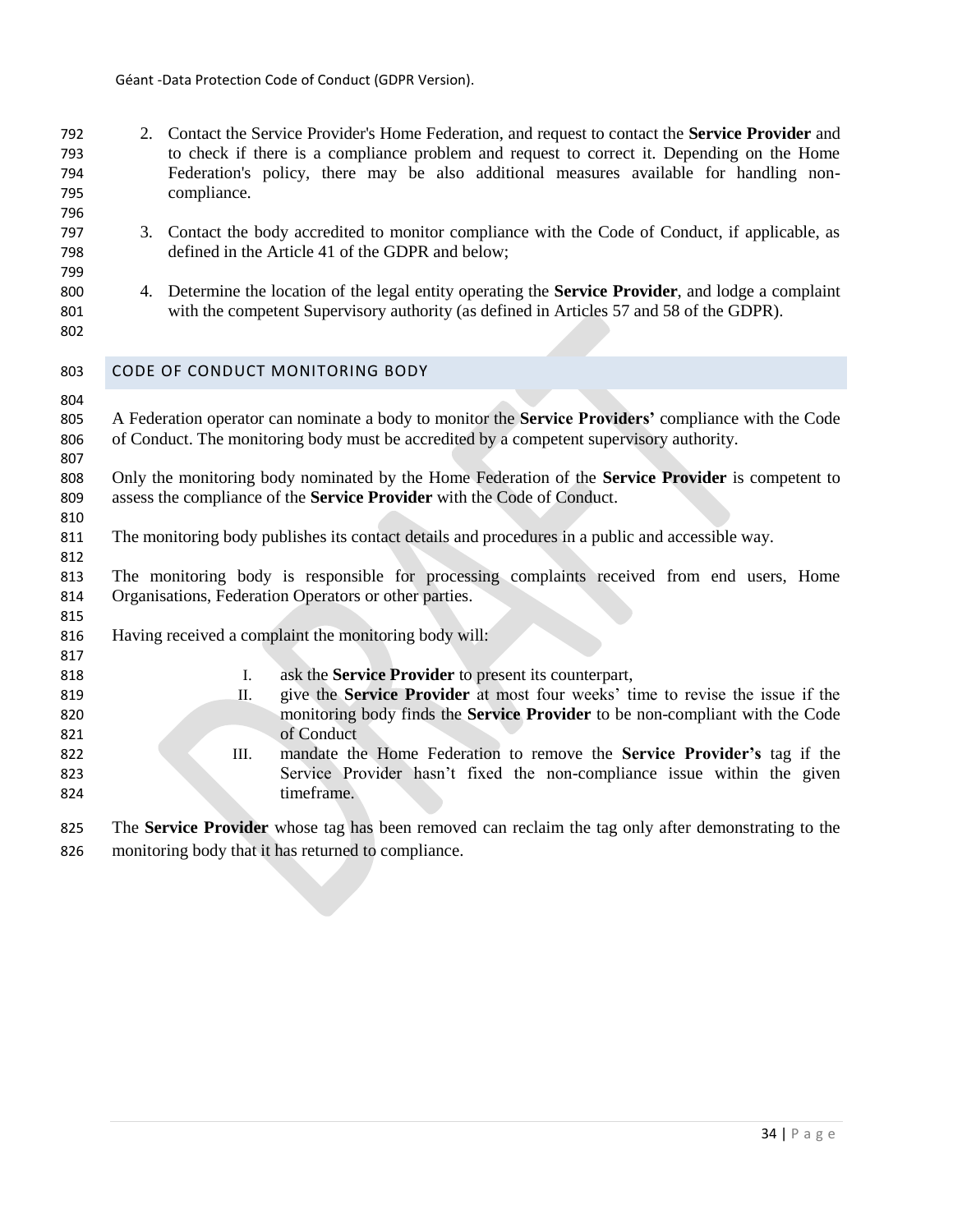2. Contact the Service Provider's Home Federation, and request to contact the **Service Provider** and to check if there is a compliance problem and request to correct it. Depending on the Home Federation's policy, there may be also additional measures available for handling non-compliance.

3. Contact the body accredited to monitor compliance with the Code of Conduct, if applicable, as defined in the Article 41 of the GDPR and below;

4. Determine the location of the legal entity operating the **Service Provider**, and lodge a complaint with the competent Supervisory authority (as defined in Articles 57 and 58 of the GDPR).

## CODE OF CONDUCT MONITORING BODY

A Federation operator can nominate a body to monitor the **Service Providers'** compliance with the Code of Conduct. The monitoring body must be accredited by a competent supervisory authority.

Only the monitoring body nominated by the Home Federation of the **Service Provider** is competent to assess the compliance of the **Service Provider** with the Code of Conduct.

The monitoring body publishes its contact details and procedures in a public and accessible way.

The monitoring body is responsible for processing complaints received from end users, Home Organisations, Federation Operators or other parties.

Having received a complaint the monitoring body will:

I. ask the **Service Provider** to present its counterpart,
II. give the **Service Provider** at most four weeks' time to revise the issue if the monitoring body finds the **Service Provider** to be non-compliant with the Code of Conduct
III. mandate the Home Federation to remove the **Service Provider's** tag if the Service Provider hasn't fixed the non-compliance issue within the given timeframe.

The **Service Provider** whose tag has been removed can reclaim the tag only after demonstrating to the monitoring body that it has returned to compliance.